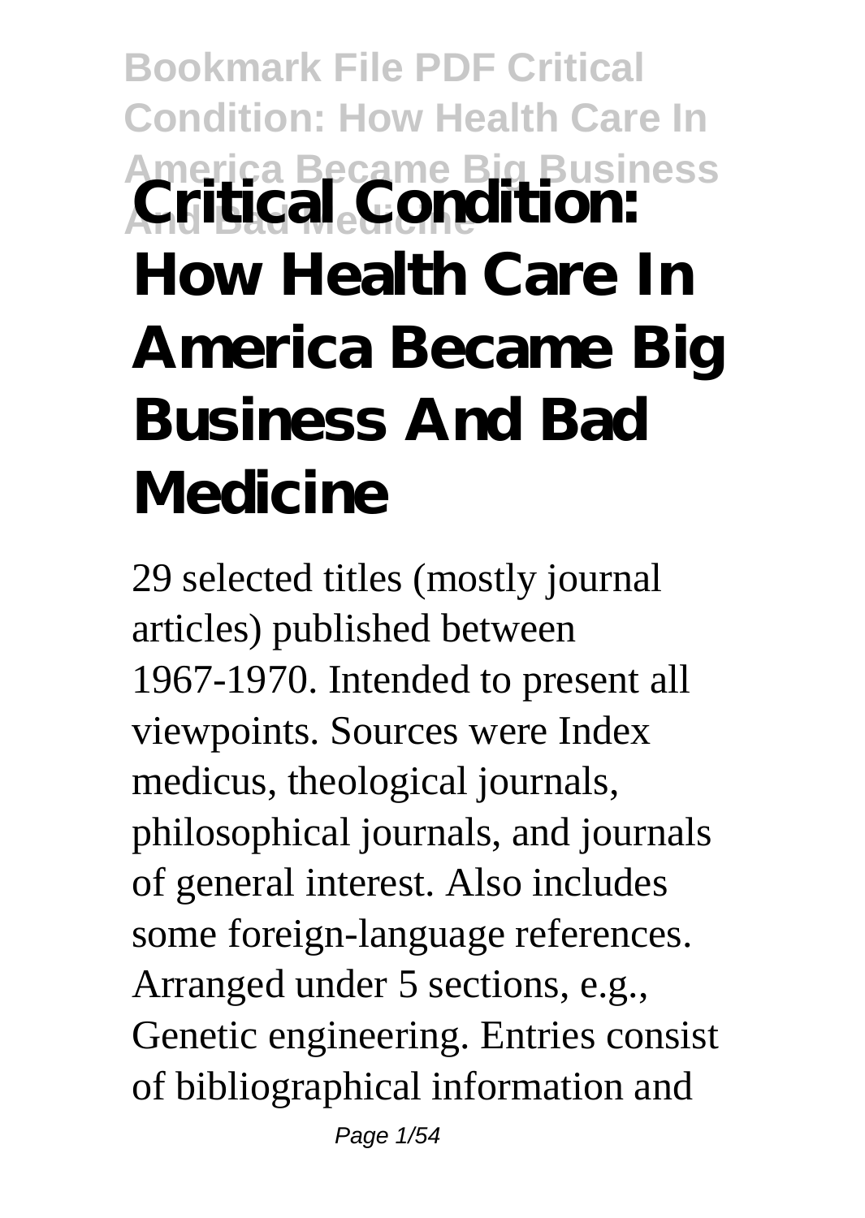# Bookmark File PDF Critical Condition: How Health Care In America Became Big Business And Bad Medicine

# Critical Condition: How Health Care In America Became Big Business And Bad Medicine

29 selected titles (mostly journal articles) published between 1967-1970. Intended to present all viewpoints. Sources were Index medicus, theological journals, philosophical journals, and journals of general interest. Also includes some foreign-language references. Arranged under 5 sections, e.g., Genetic engineering. Entries consist of bibliographical information and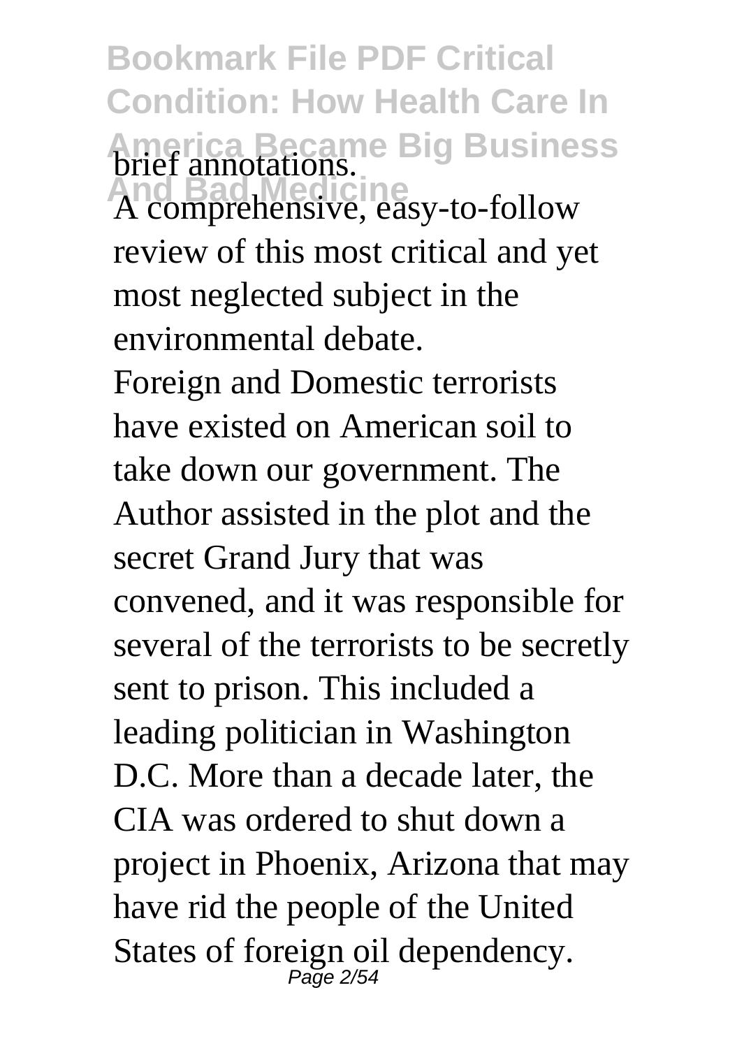brief annotations.

A comprehensive, easy-to-follow review of this most critical and yet most neglected subject in the environmental debate.

Foreign and Domestic terrorists have existed on American soil to take down our government. The Author assisted in the plot and the secret Grand Jury that was convened, and it was responsible for several of the terrorists to be secretly sent to prison. This included a leading politician in Washington D.C. More than a decade later, the CIA was ordered to shut down a project in Phoenix, Arizona that may have rid the people of the United States of foreign oil dependency.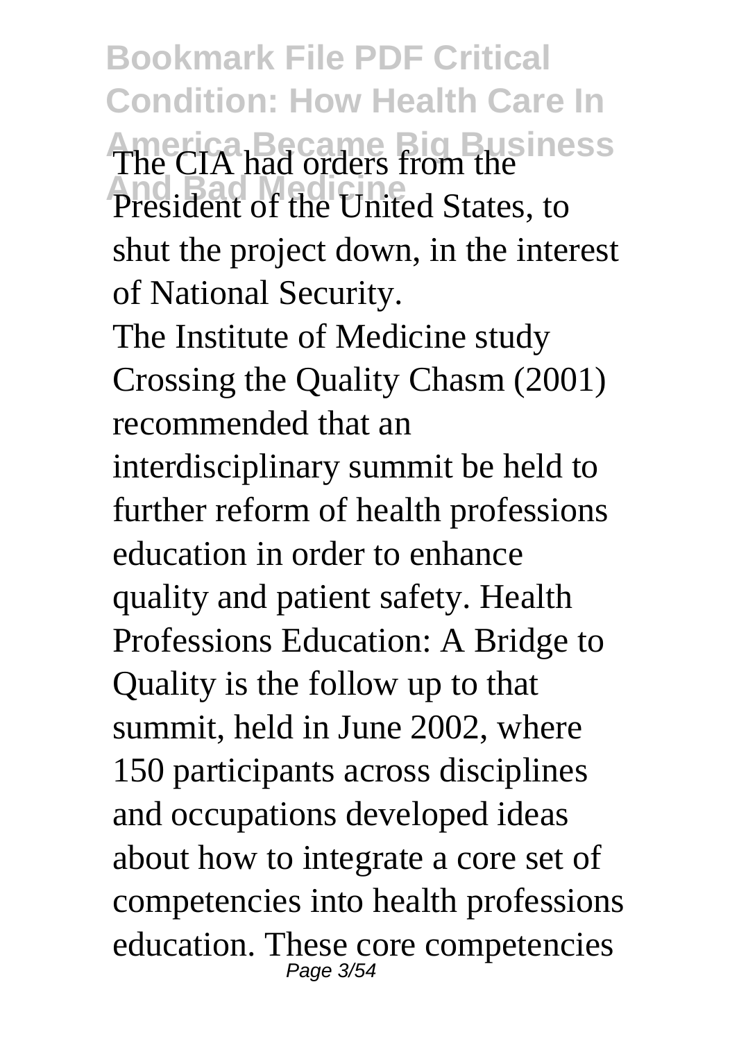The CIA had orders from the President of the United States, to shut the project down, in the interest of National Security.

The Institute of Medicine study Crossing the Quality Chasm (2001) recommended that an interdisciplinary summit be held to further reform of health professions education in order to enhance quality and patient safety. Health Professions Education: A Bridge to Quality is the follow up to that summit, held in June 2002, where 150 participants across disciplines and occupations developed ideas about how to integrate a core set of competencies into health professions education. These core competencies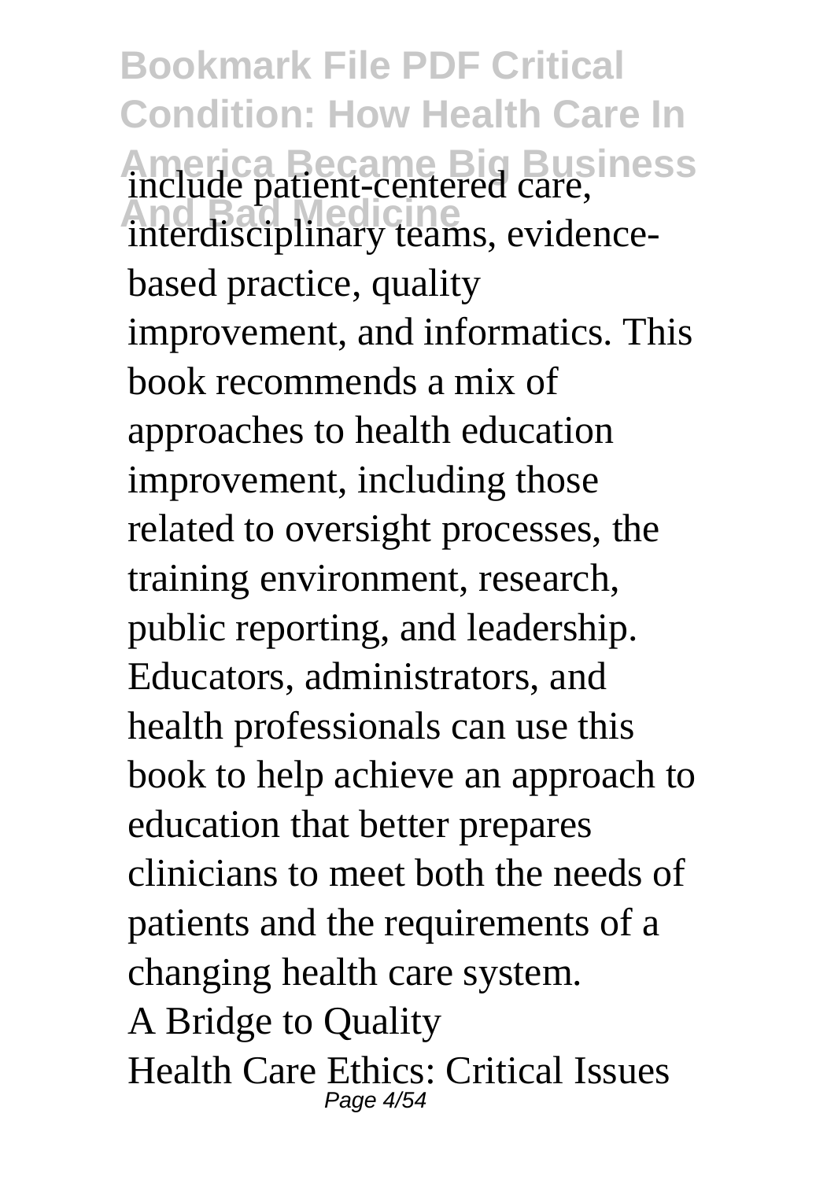include patient-centered care, interdisciplinary teams, evidence-based practice, quality improvement, and informatics. This book recommends a mix of approaches to health education improvement, including those related to oversight processes, the training environment, research, public reporting, and leadership. Educators, administrators, and health professionals can use this book to help achieve an approach to education that better prepares clinicians to meet both the needs of patients and the requirements of a changing health care system.

A Bridge to Quality

Health Care Ethics: Critical Issues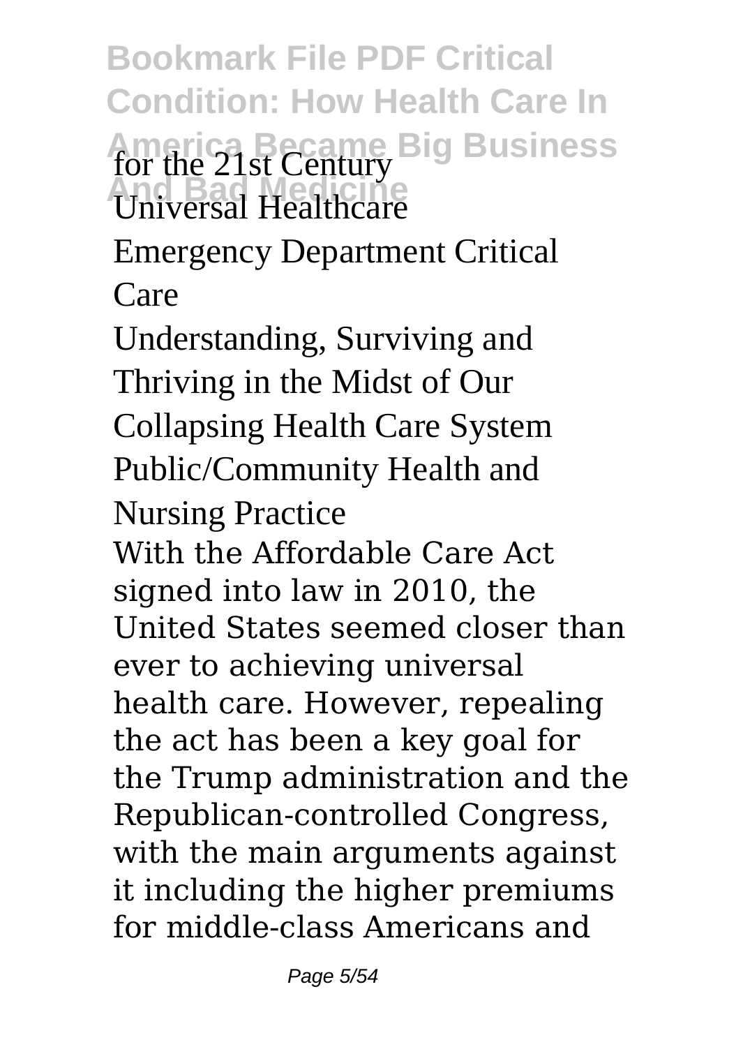for the 21st Century
Universal Healthcare

Emergency Department Critical Care

Understanding, Surviving and Thriving in the Midst of Our Collapsing Health Care System

Public/Community Health and Nursing Practice

With the Affordable Care Act signed into law in 2010, the United States seemed closer than ever to achieving universal health care. However, repealing the act has been a key goal for the Trump administration and the Republican-controlled Congress, with the main arguments against it including the higher premiums for middle-class Americans and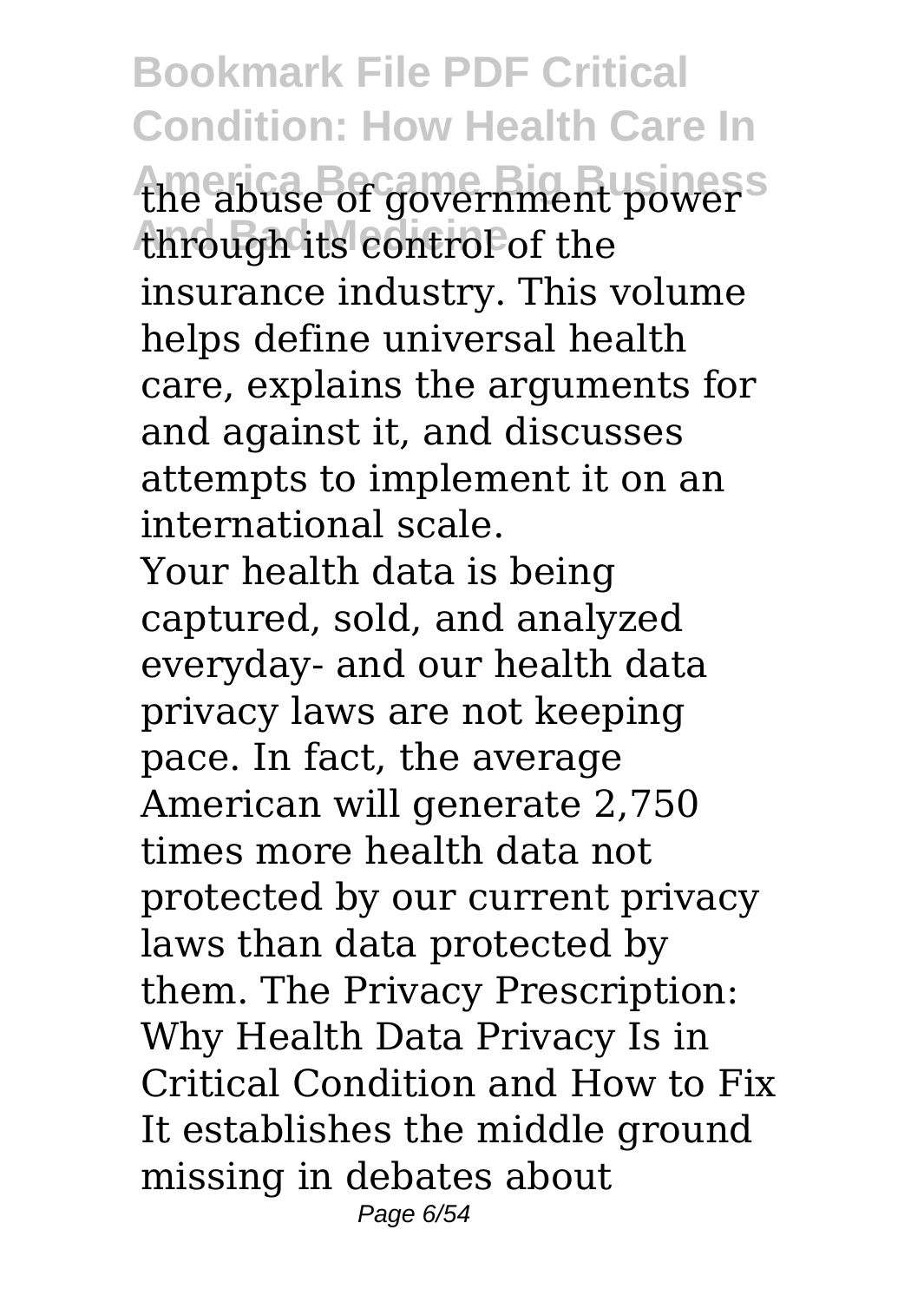the abuse of government power through its control of the insurance industry. This volume helps define universal health care, explains the arguments for and against it, and discusses attempts to implement it on an international scale.

Your health data is being captured, sold, and analyzed everyday- and our health data privacy laws are not keeping pace. In fact, the average American will generate 2,750 times more health data not protected by our current privacy laws than data protected by them. The Privacy Prescription: Why Health Data Privacy Is in Critical Condition and How to Fix It establishes the middle ground missing in debates about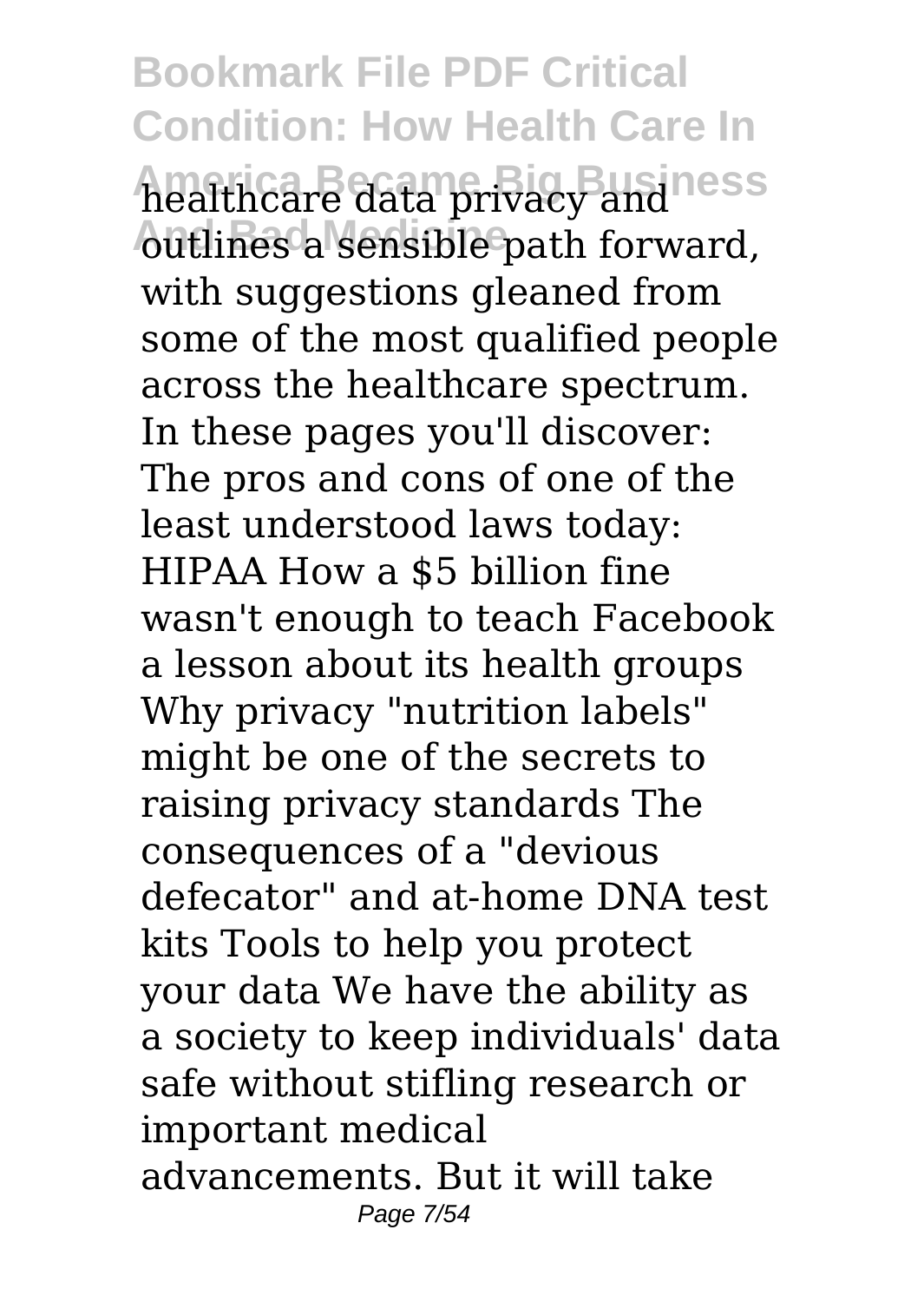healthcare data privacy and outlines a sensible path forward, with suggestions gleaned from some of the most qualified people across the healthcare spectrum. In these pages you'll discover: The pros and cons of one of the least understood laws today: HIPAA How a $5 billion fine wasn't enough to teach Facebook a lesson about its health groups Why privacy "nutrition labels" might be one of the secrets to raising privacy standards The consequences of a "devious defecator" and at-home DNA test kits Tools to help you protect your data We have the ability as a society to keep individuals' data safe without stifling research or important medical advancements. But it will take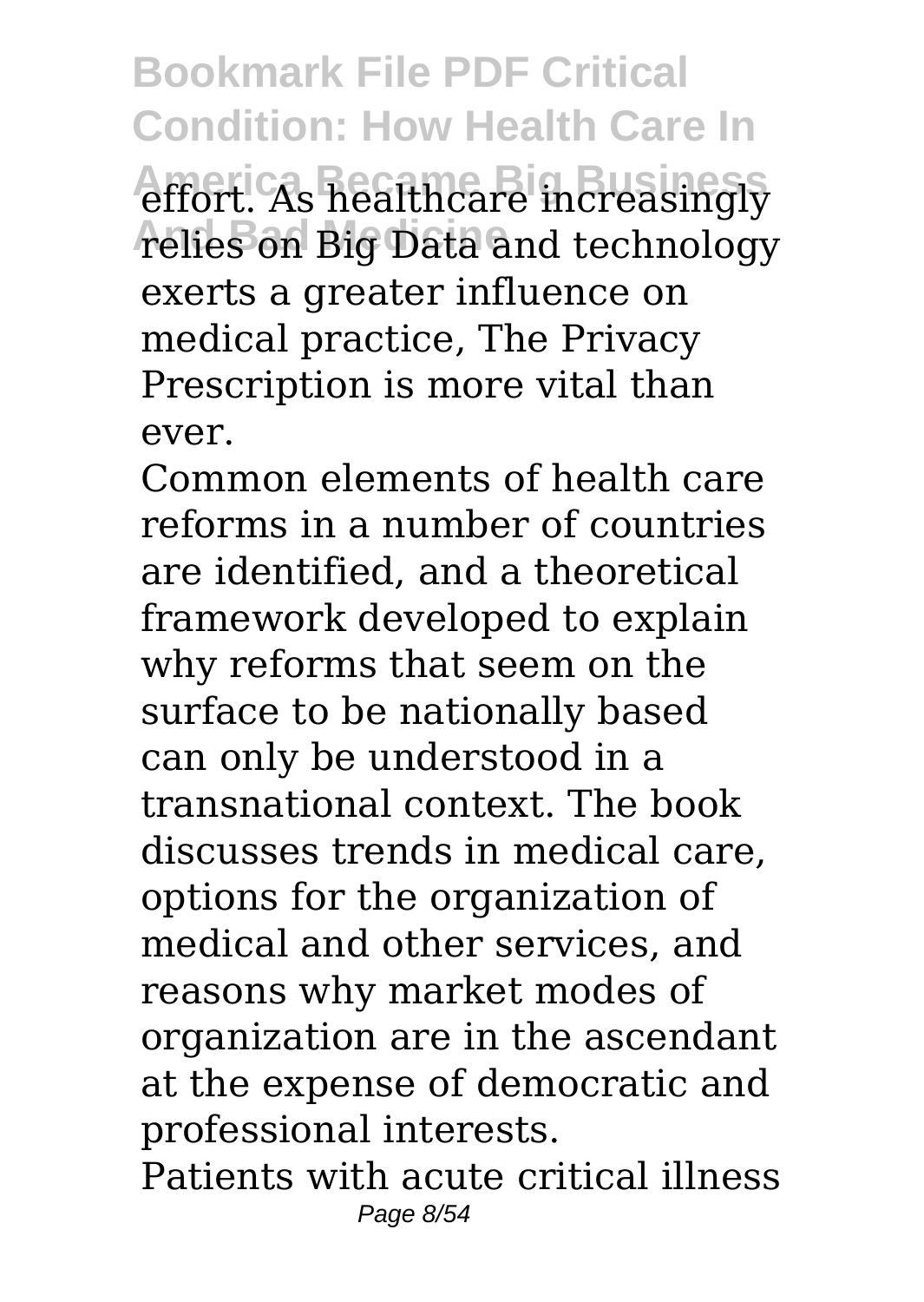effort. As healthcare increasingly relies on Big Data and technology exerts a greater influence on medical practice, The Privacy Prescription is more vital than ever.

Common elements of health care reforms in a number of countries are identified, and a theoretical framework developed to explain why reforms that seem on the surface to be nationally based can only be understood in a transnational context. The book discusses trends in medical care, options for the organization of medical and other services, and reasons why market modes of organization are in the ascendant at the expense of democratic and professional interests.

Patients with acute critical illness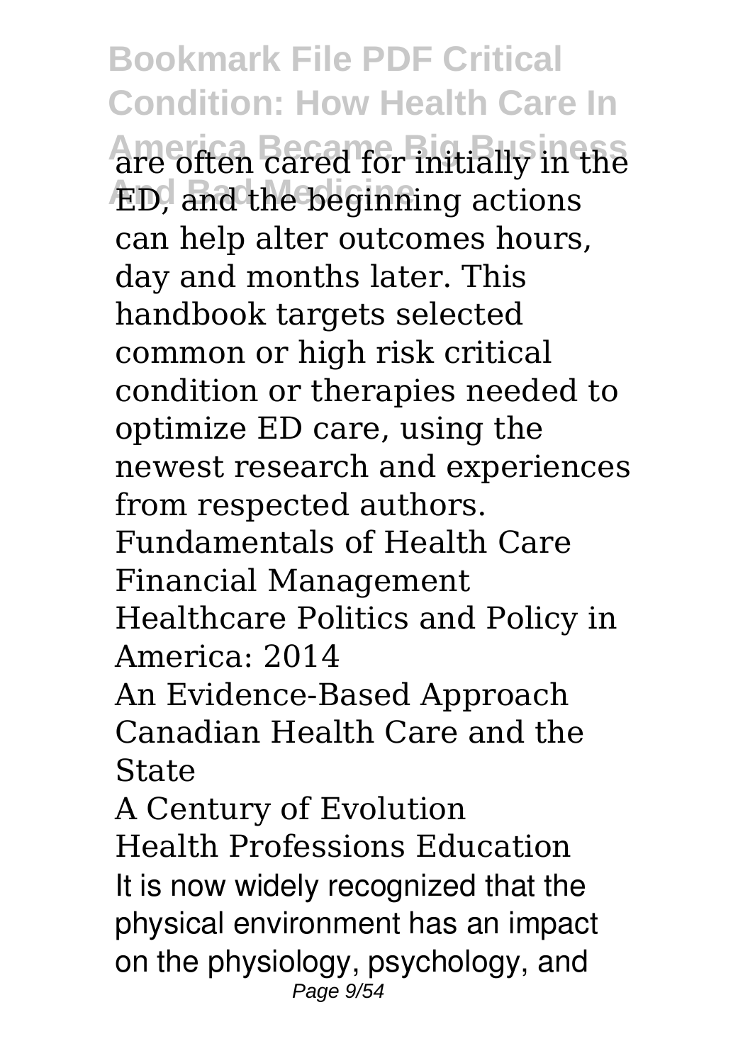are often cared for initially in the ED, and the beginning actions can help alter outcomes hours, day and months later. This handbook targets selected common or high risk critical condition or therapies needed to optimize ED care, using the newest research and experiences from respected authors.

Fundamentals of Health Care Financial Management

Healthcare Politics and Policy in America: 2014

An Evidence-Based Approach

Canadian Health Care and the State

A Century of Evolution

Health Professions Education

It is now widely recognized that the physical environment has an impact on the physiology, psychology, and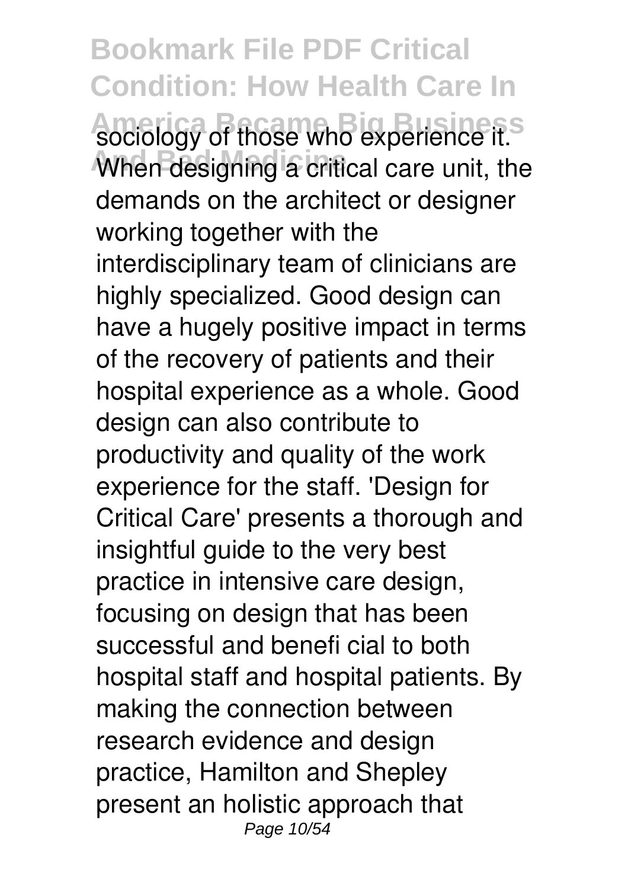sociology of those who experience it. When designing a critical care unit, the demands on the architect or designer working together with the interdisciplinary team of clinicians are highly specialized. Good design can have a hugely positive impact in terms of the recovery of patients and their hospital experience as a whole. Good design can also contribute to productivity and quality of the work experience for the staff. 'Design for Critical Care' presents a thorough and insightful guide to the very best practice in intensive care design, focusing on design that has been successful and benefi cial to both hospital staff and hospital patients. By making the connection between research evidence and design practice, Hamilton and Shepley present an holistic approach that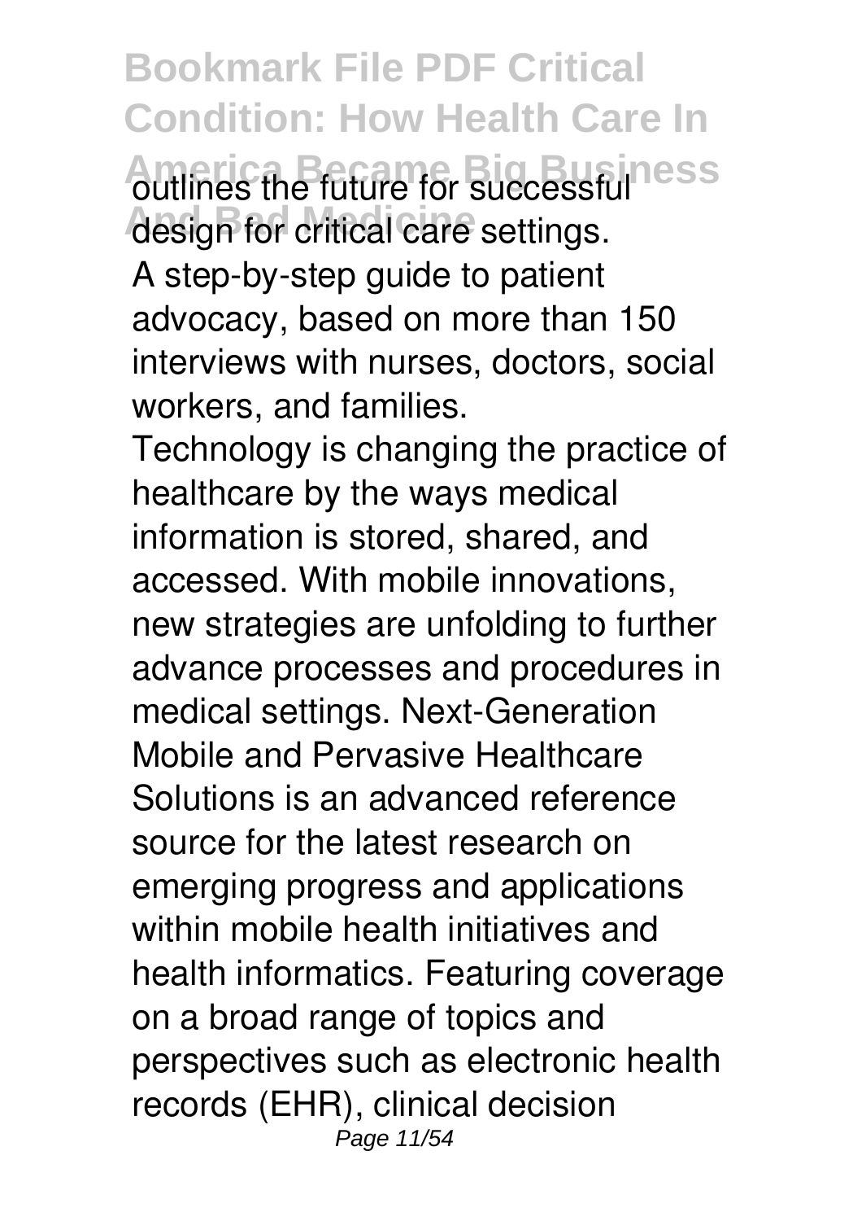outlines the future for successful design for critical care settings.

A step-by-step guide to patient advocacy, based on more than 150 interviews with nurses, doctors, social workers, and families.

Technology is changing the practice of healthcare by the ways medical information is stored, shared, and accessed. With mobile innovations, new strategies are unfolding to further advance processes and procedures in medical settings. Next-Generation Mobile and Pervasive Healthcare Solutions is an advanced reference source for the latest research on emerging progress and applications within mobile health initiatives and health informatics. Featuring coverage on a broad range of topics and perspectives such as electronic health records (EHR), clinical decision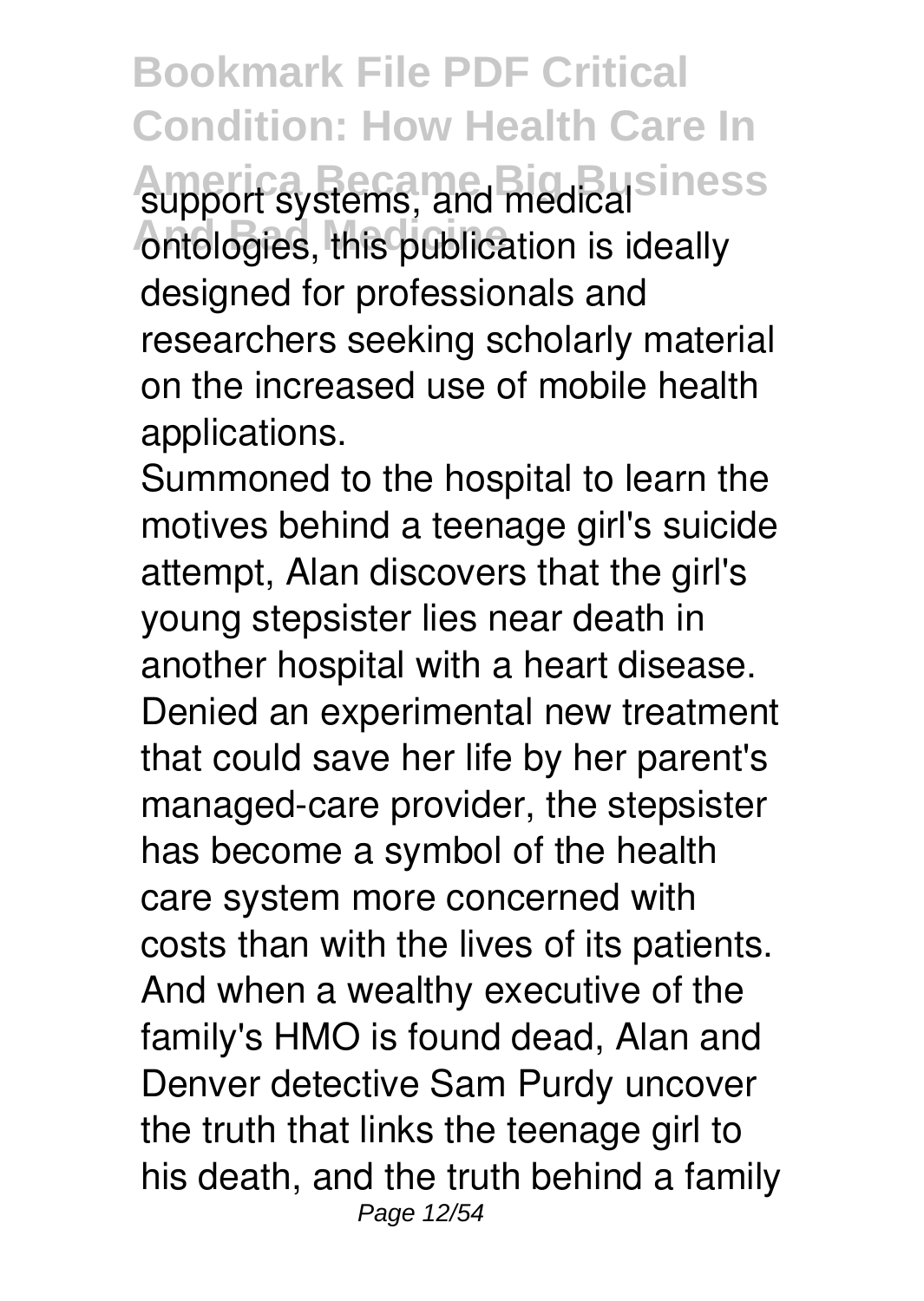support systems, and medical ontologies, this publication is ideally designed for professionals and researchers seeking scholarly material on the increased use of mobile health applications.

Summoned to the hospital to learn the motives behind a teenage girl's suicide attempt, Alan discovers that the girl's young stepsister lies near death in another hospital with a heart disease. Denied an experimental new treatment that could save her life by her parent's managed-care provider, the stepsister has become a symbol of the health care system more concerned with costs than with the lives of its patients. And when a wealthy executive of the family's HMO is found dead, Alan and Denver detective Sam Purdy uncover the truth that links the teenage girl to his death, and the truth behind a family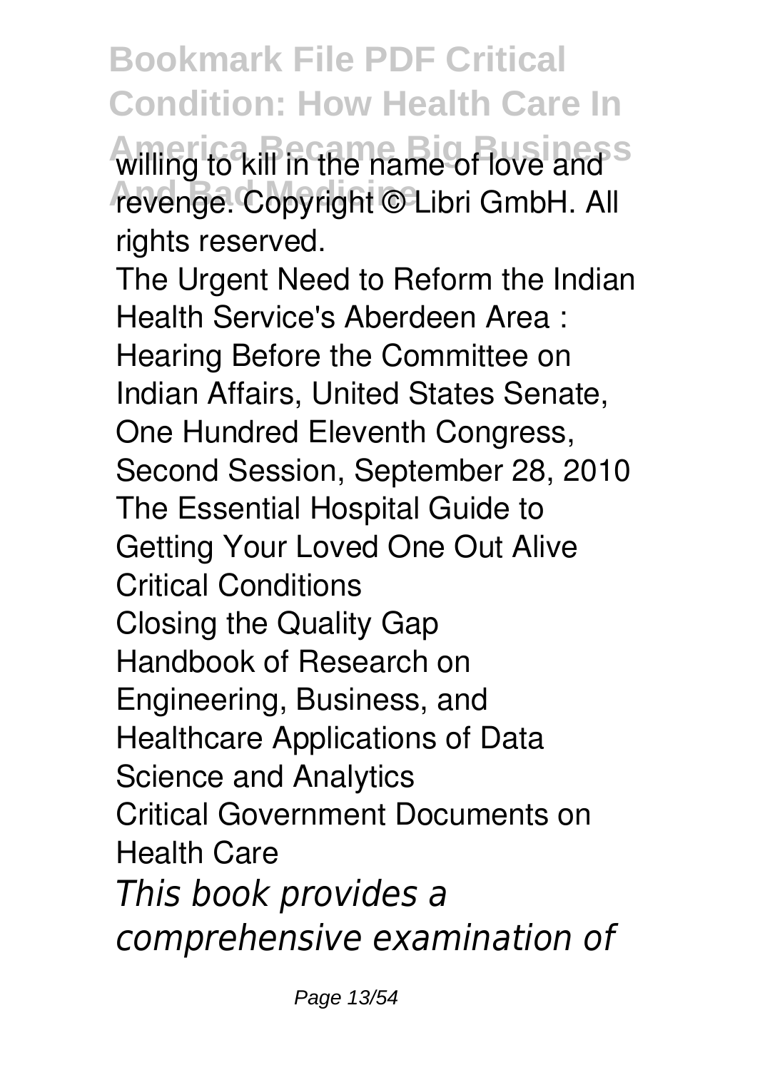willing to kill in the name of love and revenge. Copyright © Libri GmbH. All rights reserved.

The Urgent Need to Reform the Indian Health Service's Aberdeen Area : Hearing Before the Committee on Indian Affairs, United States Senate, One Hundred Eleventh Congress, Second Session, September 28, 2010

The Essential Hospital Guide to Getting Your Loved One Out Alive

Critical Conditions

Closing the Quality Gap

Handbook of Research on Engineering, Business, and Healthcare Applications of Data Science and Analytics

Critical Government Documents on Health Care

*This book provides a comprehensive examination of*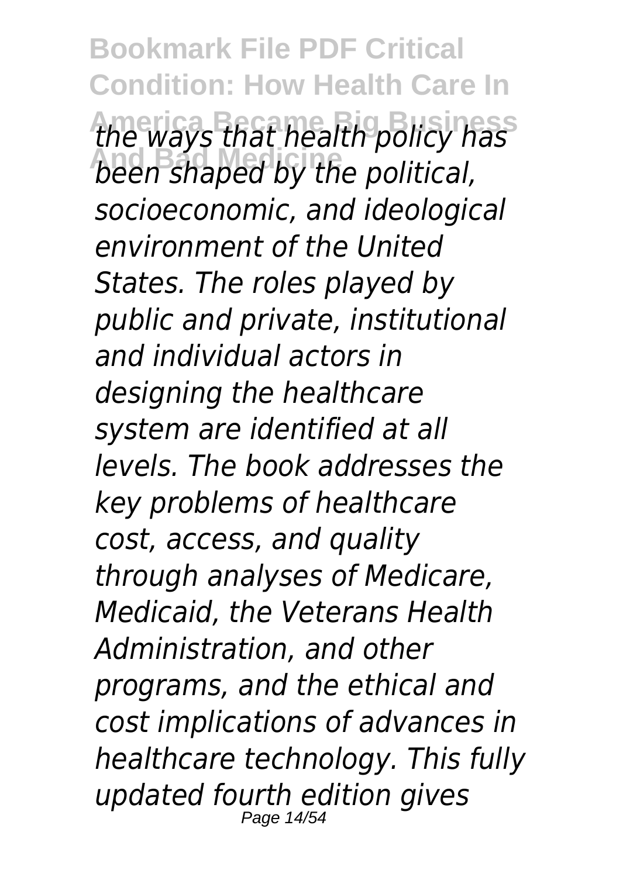*the ways that health policy has been shaped by the political, socioeconomic, and ideological environment of the United States. The roles played by public and private, institutional and individual actors in designing the healthcare system are identified at all levels. The book addresses the key problems of healthcare cost, access, and quality through analyses of Medicare, Medicaid, the Veterans Health Administration, and other programs, and the ethical and cost implications of advances in healthcare technology. This fully updated fourth edition gives*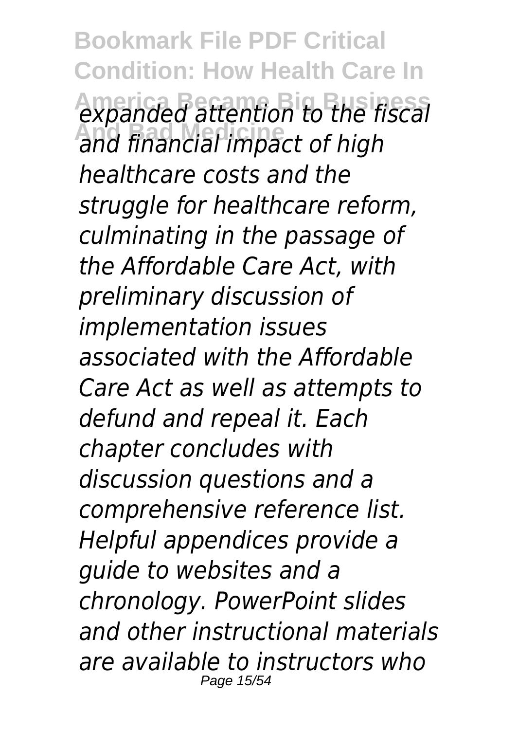*expanded attention to the fiscal and financial impact of high healthcare costs and the struggle for healthcare reform, culminating in the passage of the Affordable Care Act, with preliminary discussion of implementation issues associated with the Affordable Care Act as well as attempts to defund and repeal it. Each chapter concludes with discussion questions and a comprehensive reference list. Helpful appendices provide a guide to websites and a chronology. PowerPoint slides and other instructional materials are available to instructors who*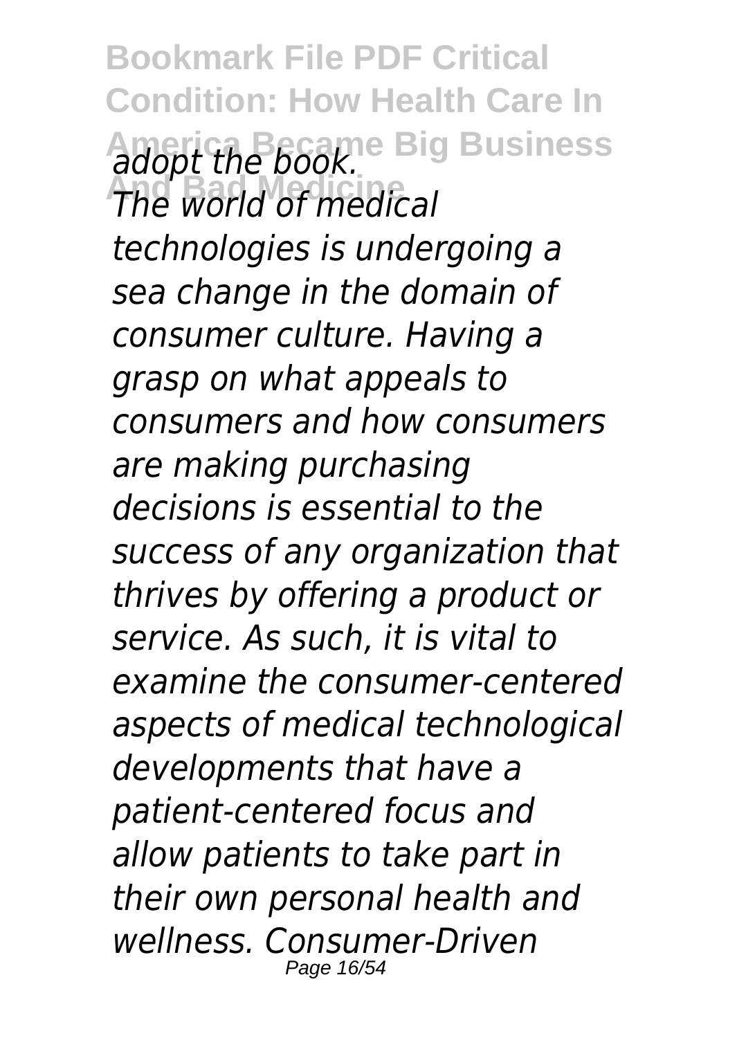*adopt the book.*

*The world of medical technologies is undergoing a sea change in the domain of consumer culture. Having a grasp on what appeals to consumers and how consumers are making purchasing decisions is essential to the success of any organization that thrives by offering a product or service. As such, it is vital to examine the consumer-centered aspects of medical technological developments that have a patient-centered focus and allow patients to take part in their own personal health and wellness. Consumer-Driven*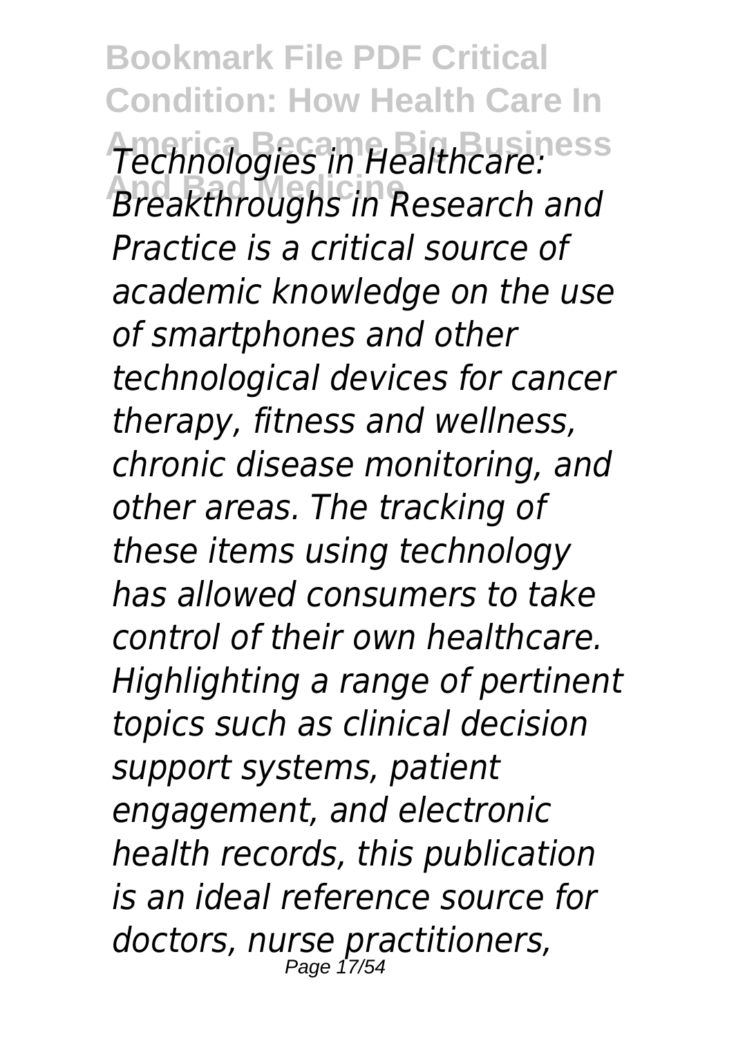*Technologies in Healthcare: Breakthroughs in Research and Practice is a critical source of academic knowledge on the use of smartphones and other technological devices for cancer therapy, fitness and wellness, chronic disease monitoring, and other areas. The tracking of these items using technology has allowed consumers to take control of their own healthcare. Highlighting a range of pertinent topics such as clinical decision support systems, patient engagement, and electronic health records, this publication is an ideal reference source for doctors, nurse practitioners,*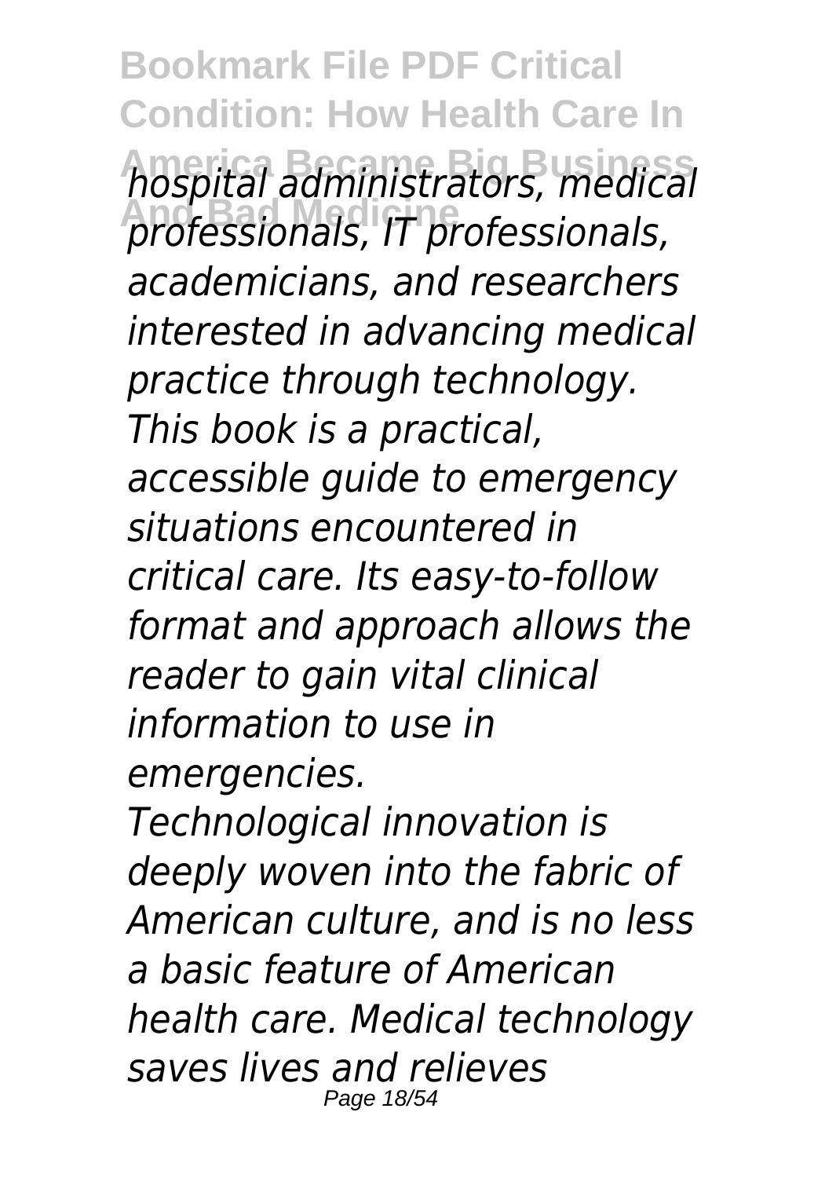*hospital administrators, medical professionals, IT professionals, academicians, and researchers interested in advancing medical practice through technology.*

*This book is a practical, accessible guide to emergency situations encountered in critical care. Its easy-to-follow format and approach allows the reader to gain vital clinical information to use in emergencies.*

*Technological innovation is deeply woven into the fabric of American culture, and is no less a basic feature of American health care. Medical technology saves lives and relieves*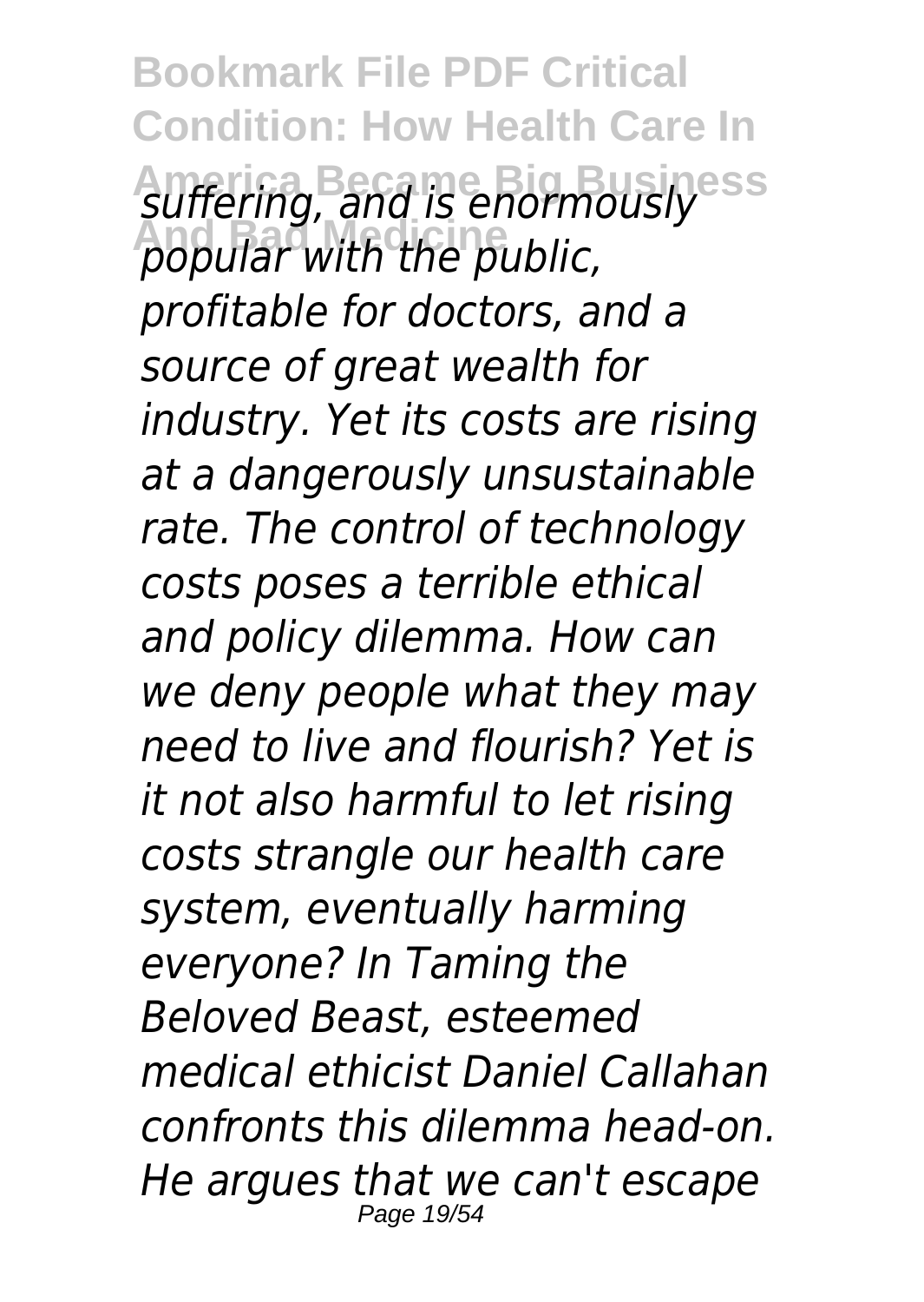*suffering, and is enormously popular with the public, profitable for doctors, and a source of great wealth for industry. Yet its costs are rising at a dangerously unsustainable rate. The control of technology costs poses a terrible ethical and policy dilemma. How can we deny people what they may need to live and flourish? Yet is it not also harmful to let rising costs strangle our health care system, eventually harming everyone? In Taming the Beloved Beast, esteemed medical ethicist Daniel Callahan confronts this dilemma head-on. He argues that we can't escape*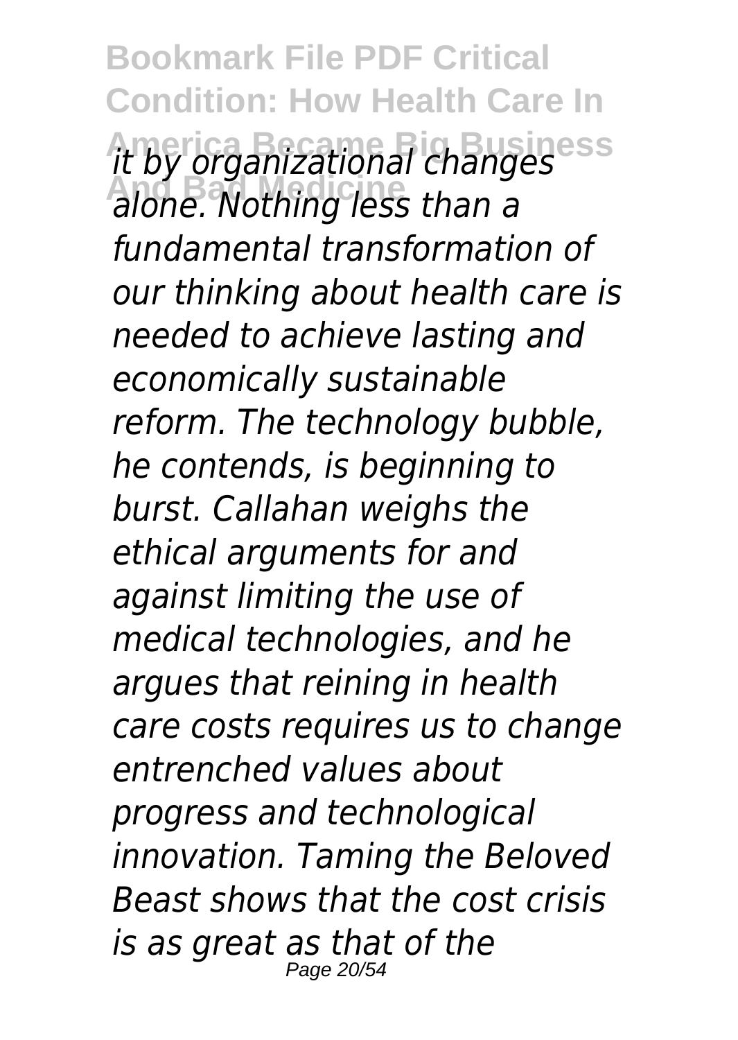*it by organizational changes alone. Nothing less than a fundamental transformation of our thinking about health care is needed to achieve lasting and economically sustainable reform. The technology bubble, he contends, is beginning to burst. Callahan weighs the ethical arguments for and against limiting the use of medical technologies, and he argues that reining in health care costs requires us to change entrenched values about progress and technological innovation. Taming the Beloved Beast shows that the cost crisis is as great as that of the*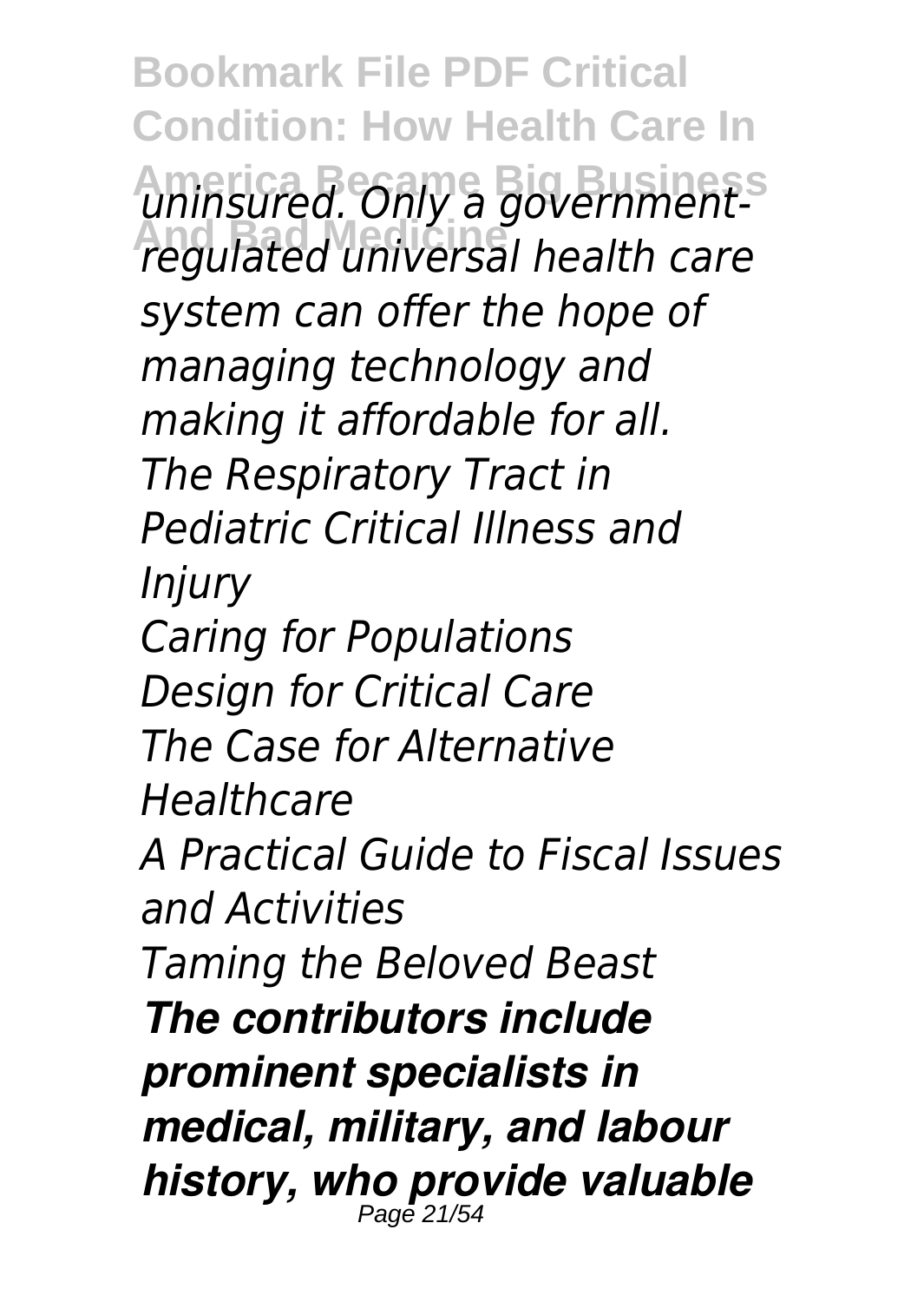*uninsured. Only a government-regulated universal health care system can offer the hope of managing technology and making it affordable for all.*

*The Respiratory Tract in Pediatric Critical Illness and Injury*

*Caring for Populations*

*Design for Critical Care*

*The Case for Alternative Healthcare*

*A Practical Guide to Fiscal Issues and Activities*

*Taming the Beloved Beast*

***The contributors include prominent specialists in medical, military, and labour history, who provide valuable***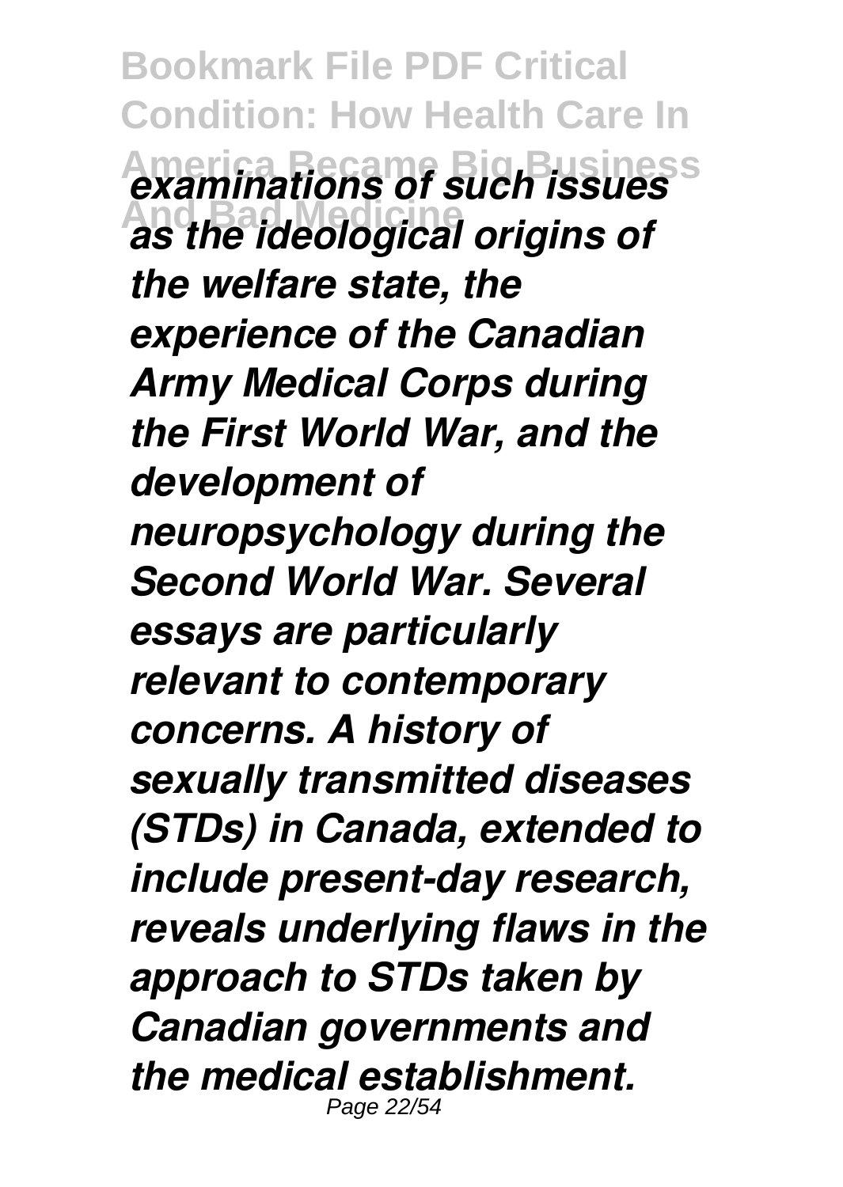*examinations of such issues as the ideological origins of the welfare state, the experience of the Canadian Army Medical Corps during the First World War, and the development of neuropsychology during the Second World War. Several essays are particularly relevant to contemporary concerns. A history of sexually transmitted diseases (STDs) in Canada, extended to include present-day research, reveals underlying flaws in the approach to STDs taken by Canadian governments and the medical establishment.*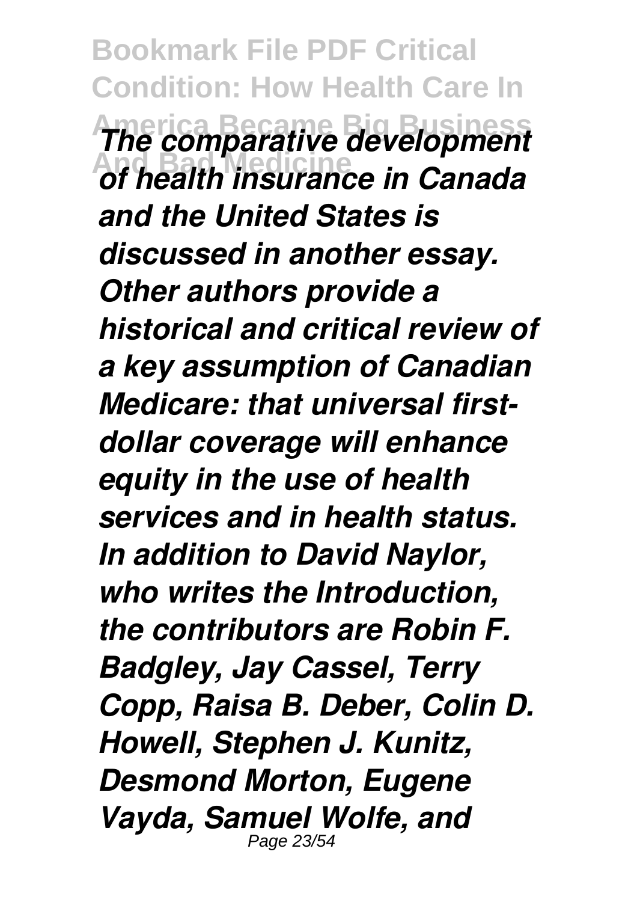*The comparative development of health insurance in Canada and the United States is discussed in another essay. Other authors provide a historical and critical review of a key assumption of Canadian Medicare: that universal first-dollar coverage will enhance equity in the use of health services and in health status. In addition to David Naylor, who writes the Introduction, the contributors are Robin F. Badgley, Jay Cassel, Terry Copp, Raisa B. Deber, Colin D. Howell, Stephen J. Kunitz, Desmond Morton, Eugene Vayda, Samuel Wolfe, and*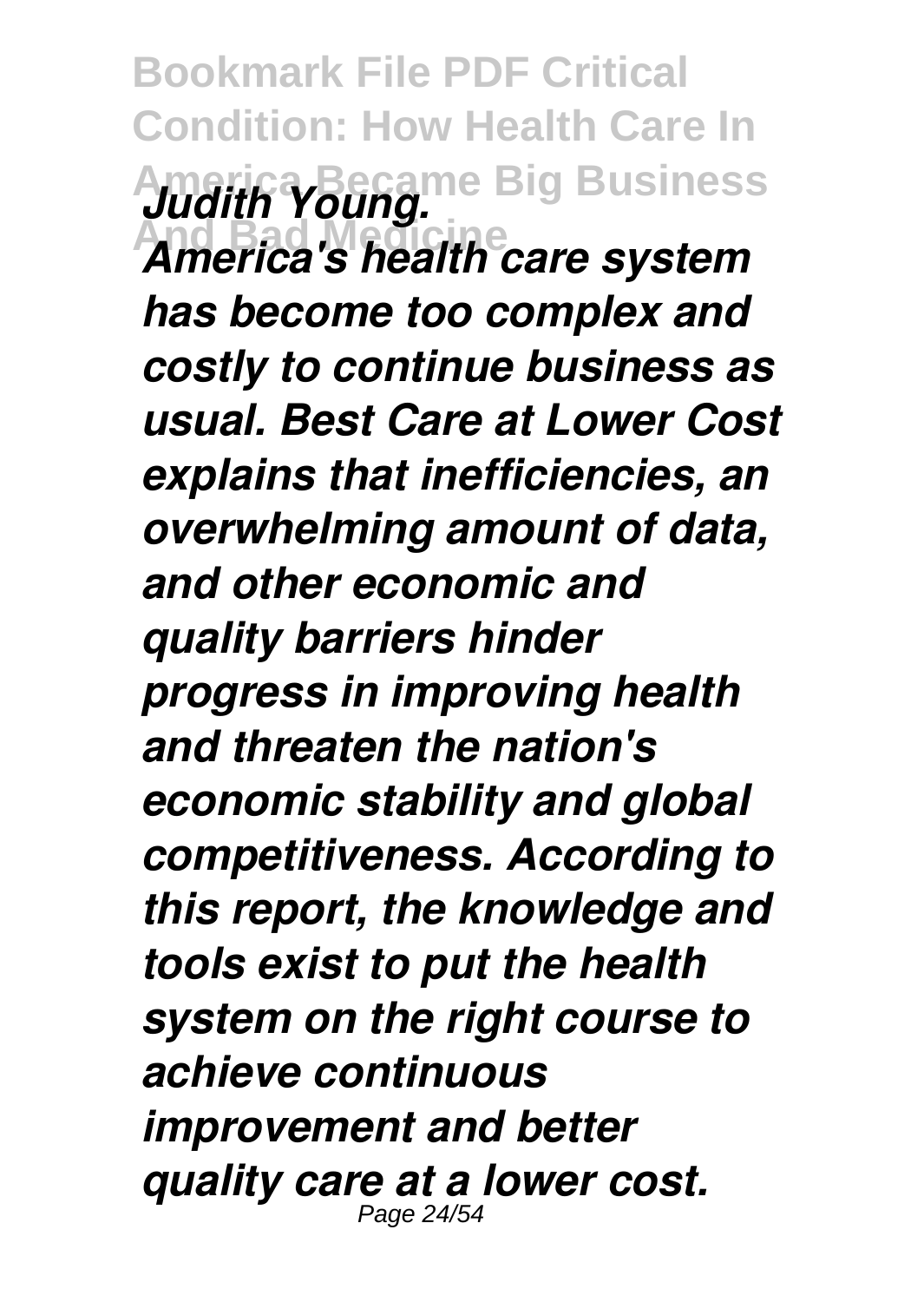*Judith Young.*

***America's health care system has become too complex and costly to continue business as usual. Best Care at Lower Cost explains that inefficiencies, an overwhelming amount of data, and other economic and quality barriers hinder progress in improving health and threaten the nation's economic stability and global competitiveness. According to this report, the knowledge and tools exist to put the health system on the right course to achieve continuous improvement and better quality care at a lower cost.***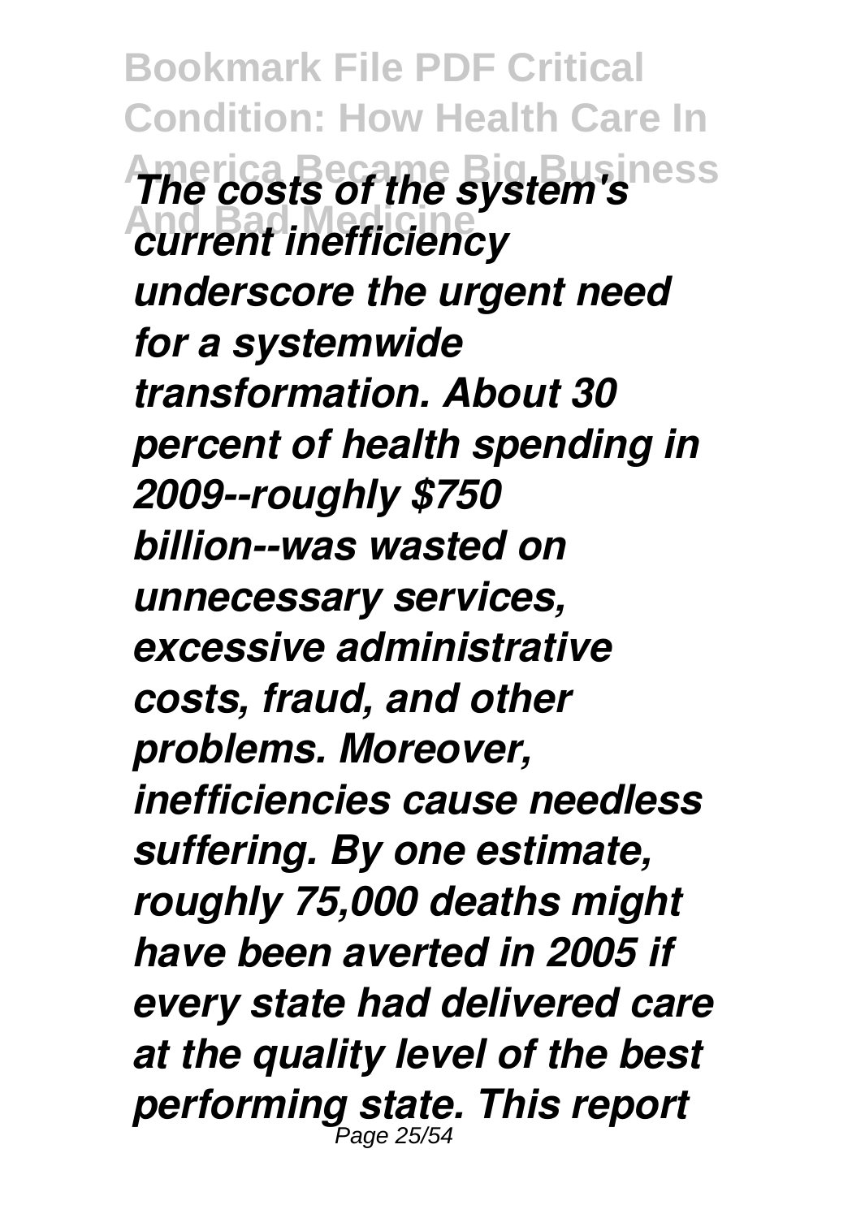*The costs of the system's current inefficiency underscore the urgent need for a systemwide transformation. About 30 percent of health spending in 2009--roughly $750 billion--was wasted on unnecessary services, excessive administrative costs, fraud, and other problems. Moreover, inefficiencies cause needless suffering. By one estimate, roughly 75,000 deaths might have been averted in 2005 if every state had delivered care at the quality level of the best performing state. This report*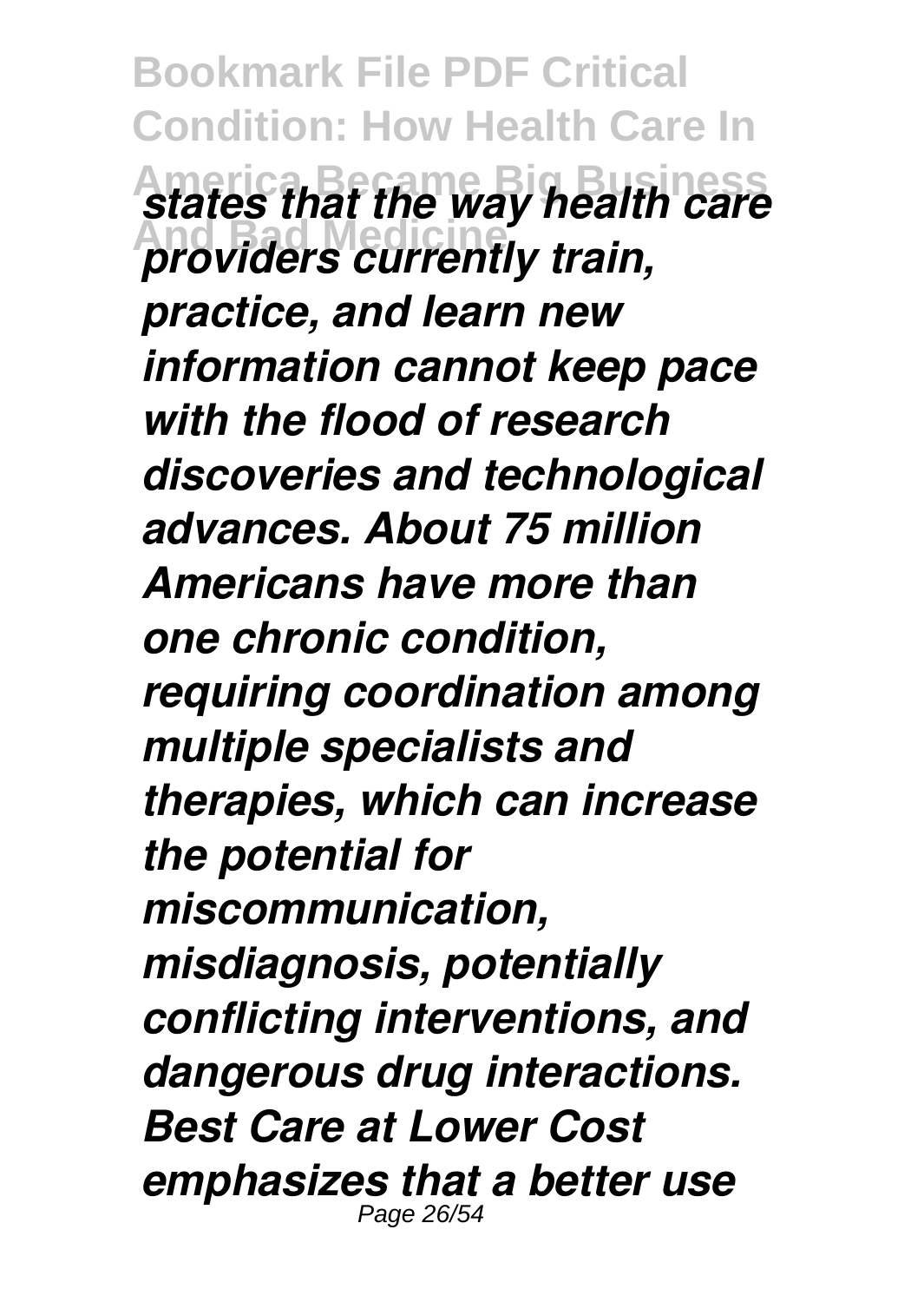*states that the way health care providers currently train, practice, and learn new information cannot keep pace with the flood of research discoveries and technological advances. About 75 million Americans have more than one chronic condition, requiring coordination among multiple specialists and therapies, which can increase the potential for miscommunication, misdiagnosis, potentially conflicting interventions, and dangerous drug interactions. Best Care at Lower Cost emphasizes that a better use*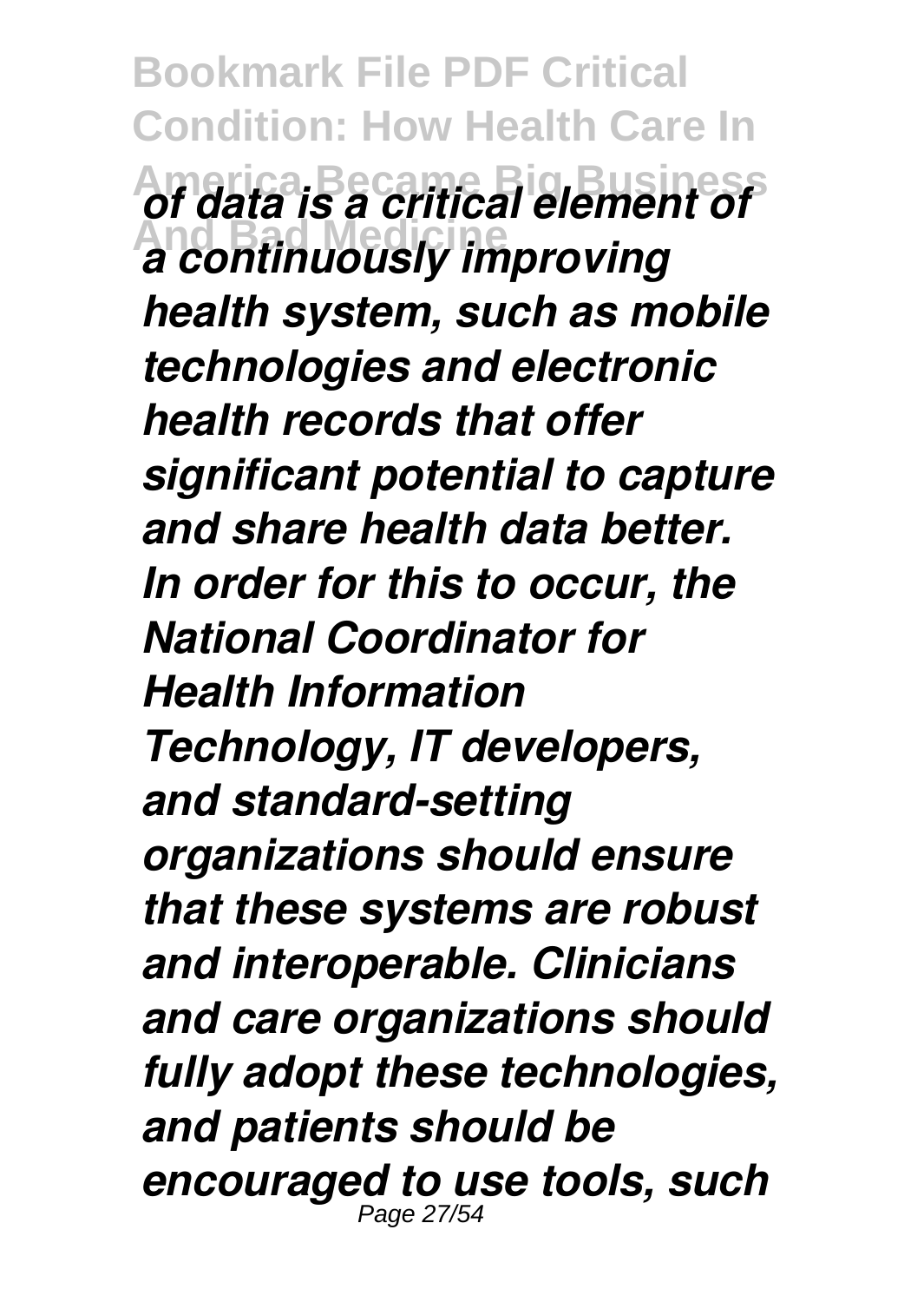*of data is a critical element of a continuously improving health system, such as mobile technologies and electronic health records that offer significant potential to capture and share health data better. In order for this to occur, the National Coordinator for Health Information Technology, IT developers, and standard-setting organizations should ensure that these systems are robust and interoperable. Clinicians and care organizations should fully adopt these technologies, and patients should be encouraged to use tools, such*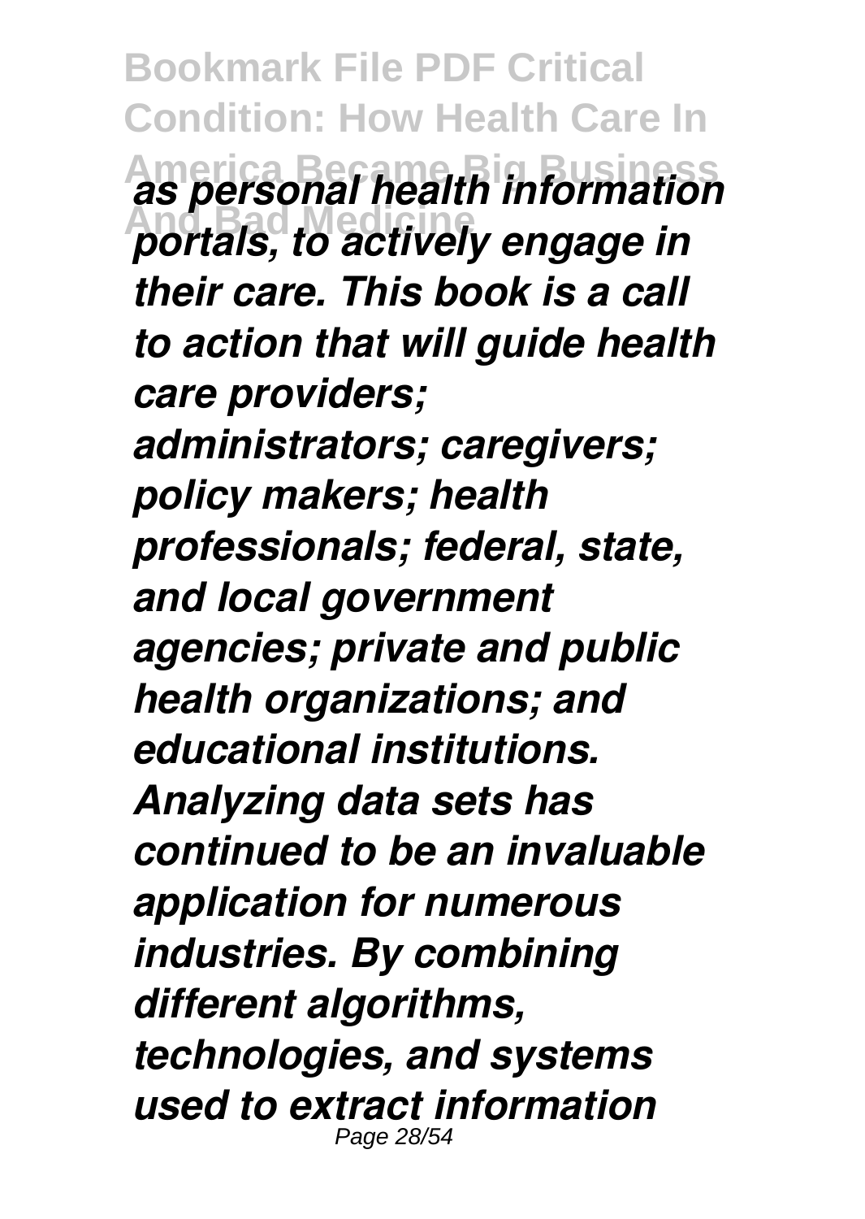*as personal health information portals, to actively engage in their care. This book is a call to action that will guide health care providers; administrators; caregivers; policy makers; health professionals; federal, state, and local government agencies; private and public health organizations; and educational institutions.*
***Analyzing data sets has continued to be an invaluable application for numerous industries. By combining different algorithms, technologies, and systems used to extract information***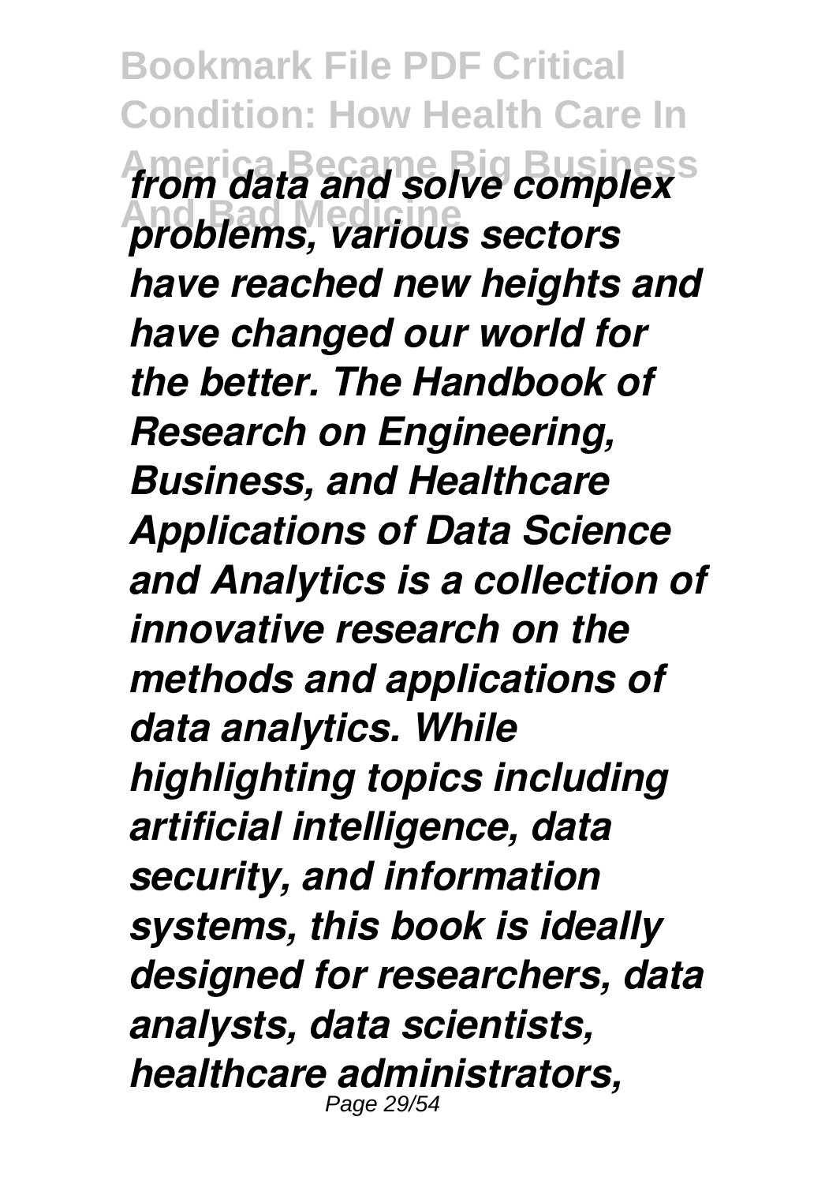*from data and solve complex problems, various sectors have reached new heights and have changed our world for the better. The Handbook of Research on Engineering, Business, and Healthcare Applications of Data Science and Analytics is a collection of innovative research on the methods and applications of data analytics. While highlighting topics including artificial intelligence, data security, and information systems, this book is ideally designed for researchers, data analysts, data scientists, healthcare administrators,*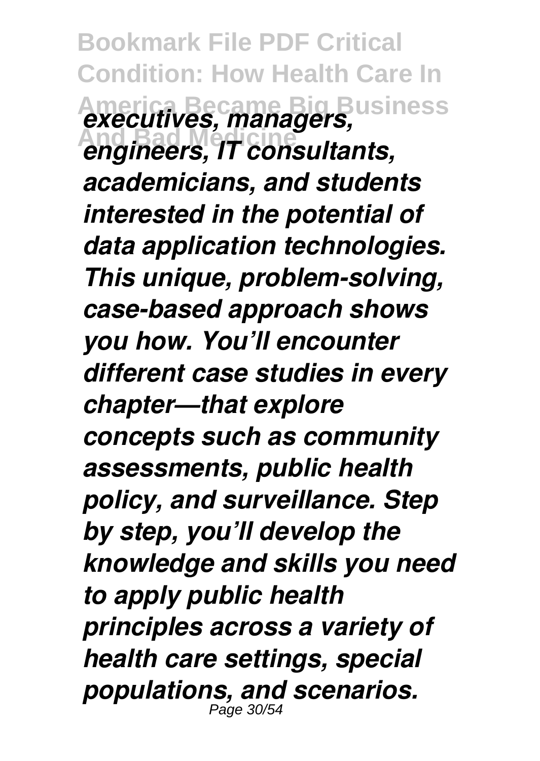*executives, managers, engineers, IT consultants, academicians, and students interested in the potential of data application technologies. This unique, problem-solving, case-based approach shows you how. You'll encounter different case studies in every chapter—that explore concepts such as community assessments, public health policy, and surveillance. Step by step, you'll develop the knowledge and skills you need to apply public health principles across a variety of health care settings, special populations, and scenarios.*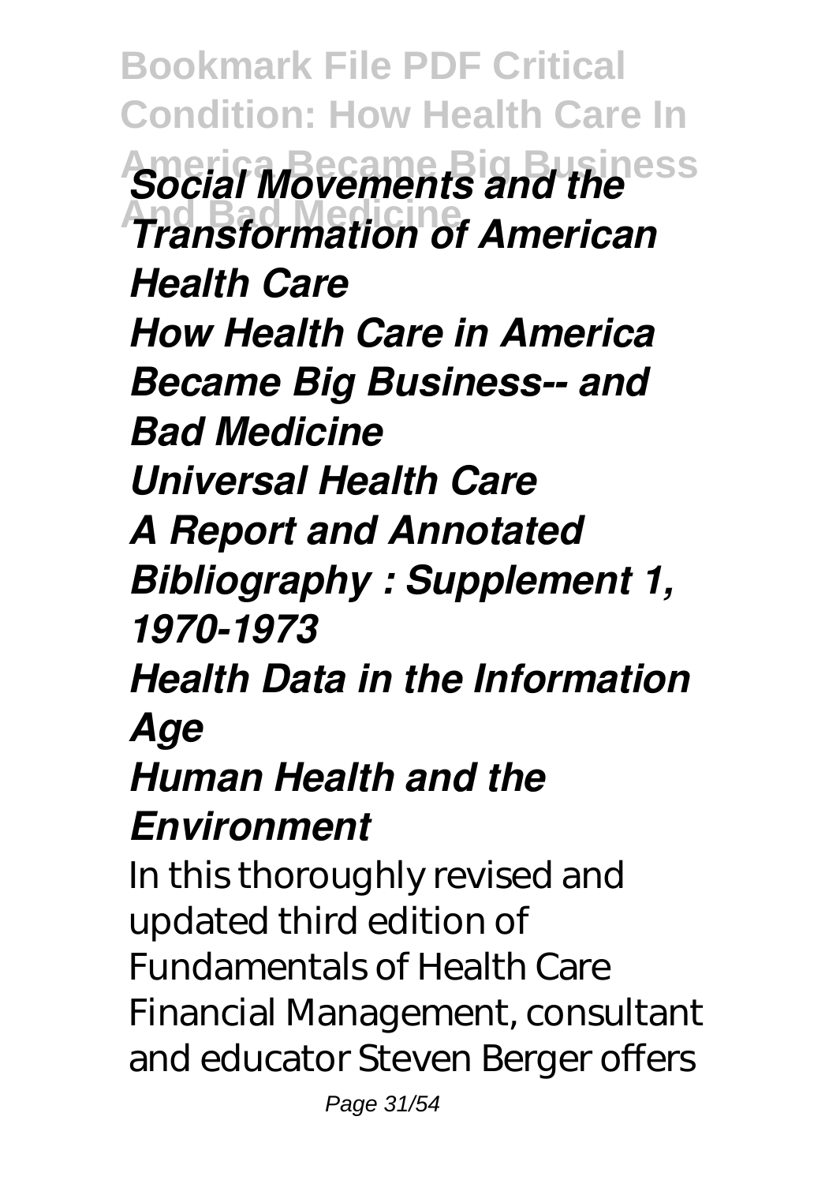*Social Movements and the Transformation of American Health Care*

*How Health Care in America Became Big Business-- and Bad Medicine*

*Universal Health Care*

*A Report and Annotated Bibliography : Supplement 1, 1970-1973*

*Health Data in the Information Age*

*Human Health and the Environment*

In this thoroughly revised and updated third edition of Fundamentals of Health Care Financial Management, consultant and educator Steven Berger offers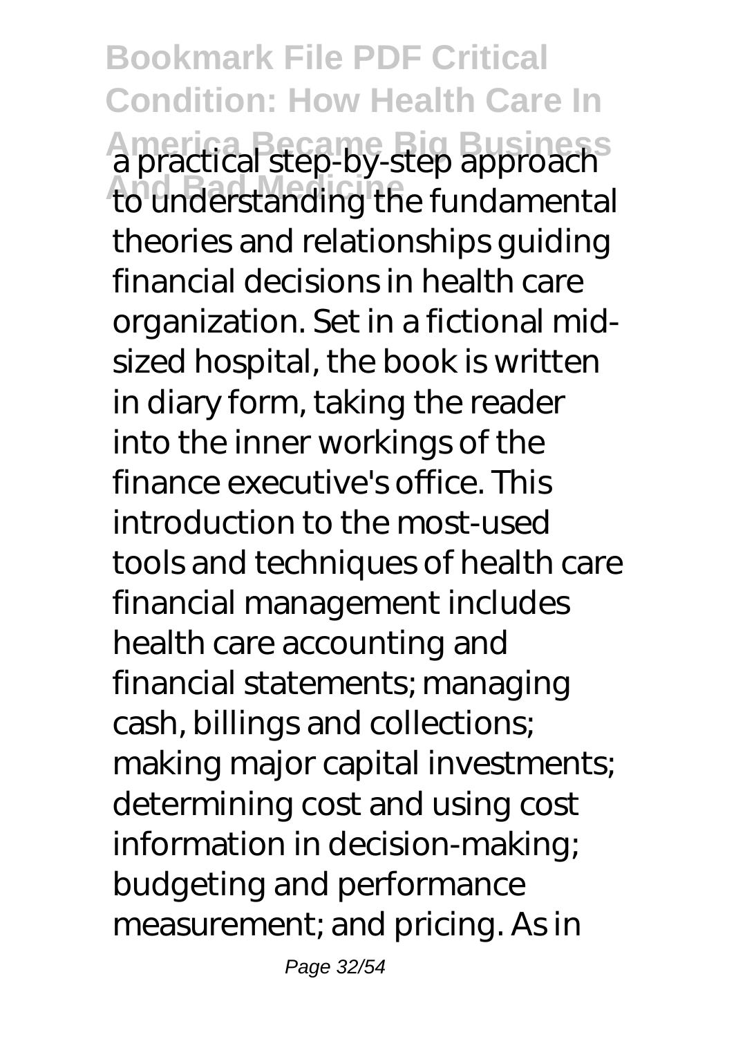a practical step-by-step approach to understanding the fundamental theories and relationships guiding financial decisions in health care organization. Set in a fictional mid-sized hospital, the book is written in diary form, taking the reader into the inner workings of the finance executive's office. This introduction to the most-used tools and techniques of health care financial management includes health care accounting and financial statements; managing cash, billings and collections; making major capital investments; determining cost and using cost information in decision-making; budgeting and performance measurement; and pricing. As in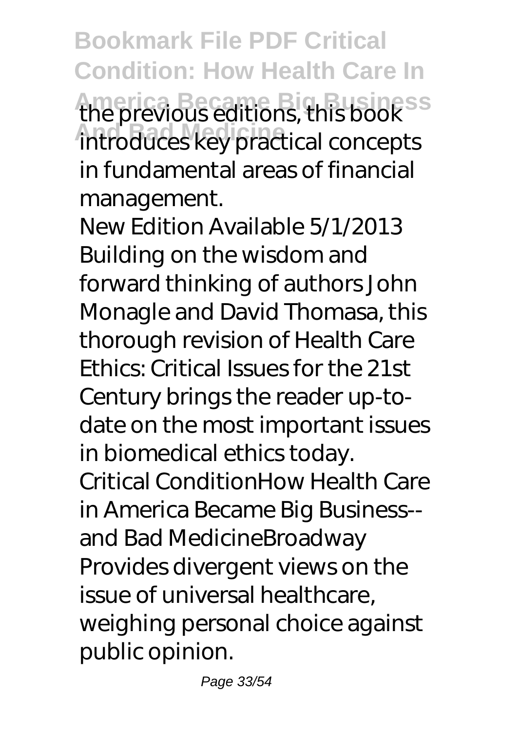the previous editions, this book introduces key practical concepts in fundamental areas of financial management.

New Edition Available 5/1/2013 Building on the wisdom and forward thinking of authors John Monagle and David Thomasa, this thorough revision of Health Care Ethics: Critical Issues for the 21st Century brings the reader up-to-date on the most important issues in biomedical ethics today.

Critical ConditionHow Health Care in America Became Big Business--and Bad MedicineBroadway

Provides divergent views on the issue of universal healthcare, weighing personal choice against public opinion.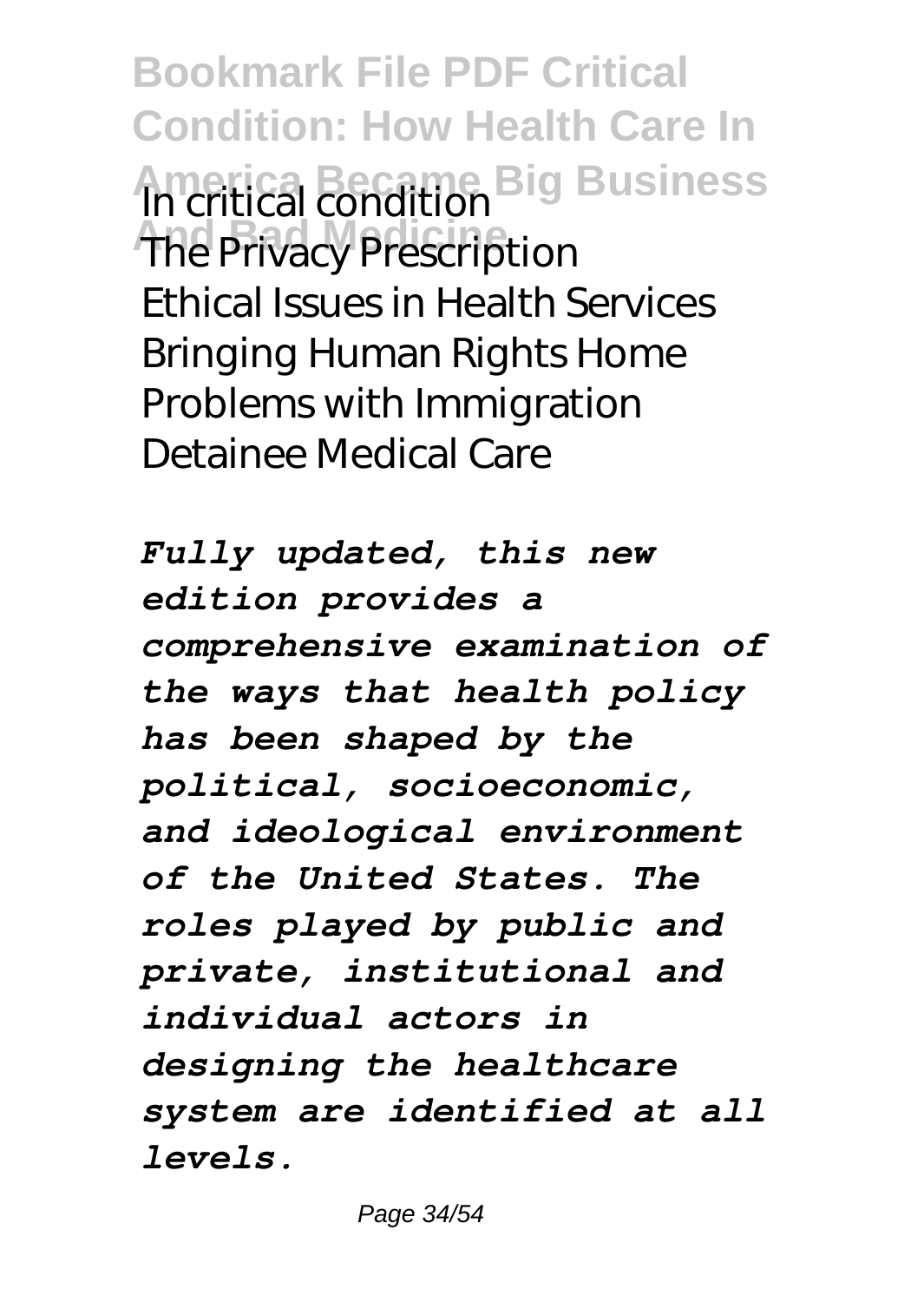In critical condition
The Privacy Prescription
Ethical Issues in Health Services
Bringing Human Rights Home
Problems with Immigration
Detainee Medical Care

*Fully updated, this new edition provides a comprehensive examination of the ways that health policy has been shaped by the political, socioeconomic, and ideological environment of the United States. The roles played by public and private, institutional and individual actors in designing the healthcare system are identified at all levels.*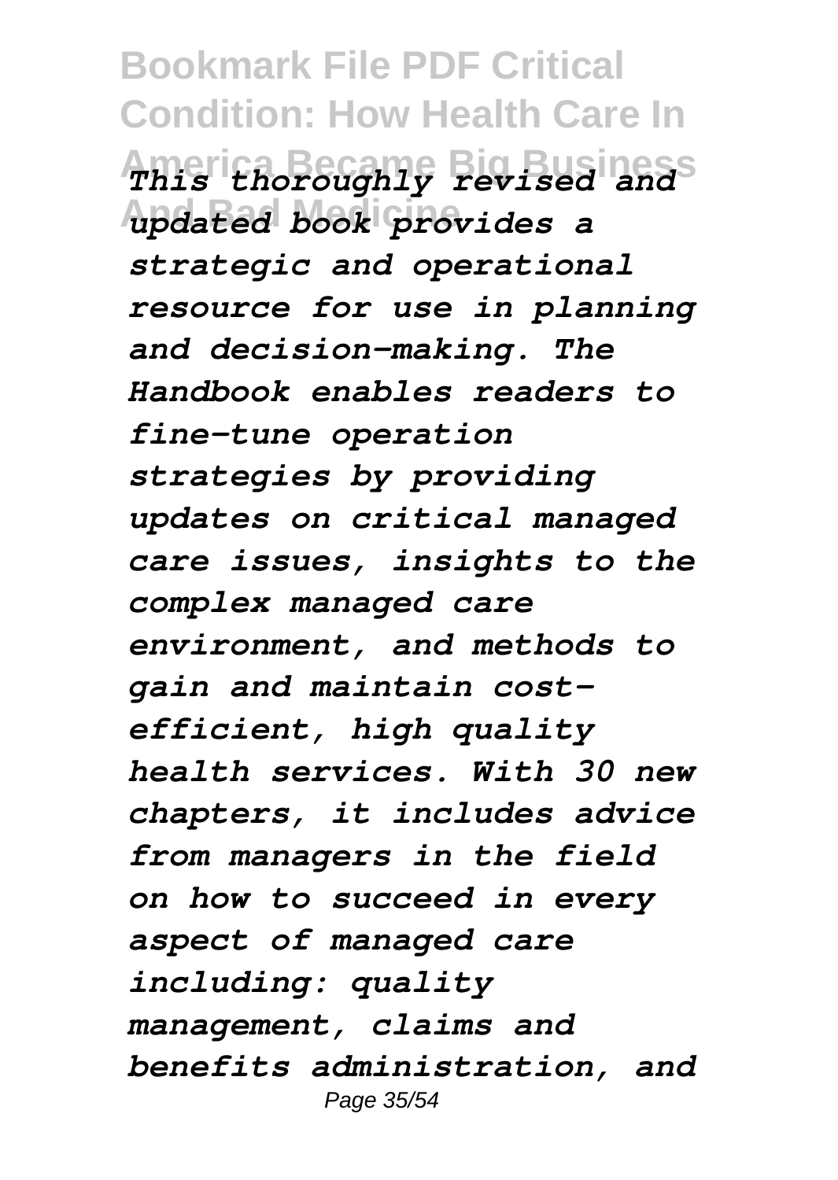*This thoroughly revised and updated book provides a strategic and operational resource for use in planning and decision-making. The Handbook enables readers to fine-tune operation strategies by providing updates on critical managed care issues, insights to the complex managed care environment, and methods to gain and maintain cost-efficient, high quality health services. With 30 new chapters, it includes advice from managers in the field on how to succeed in every aspect of managed care including: quality management, claims and benefits administration, and*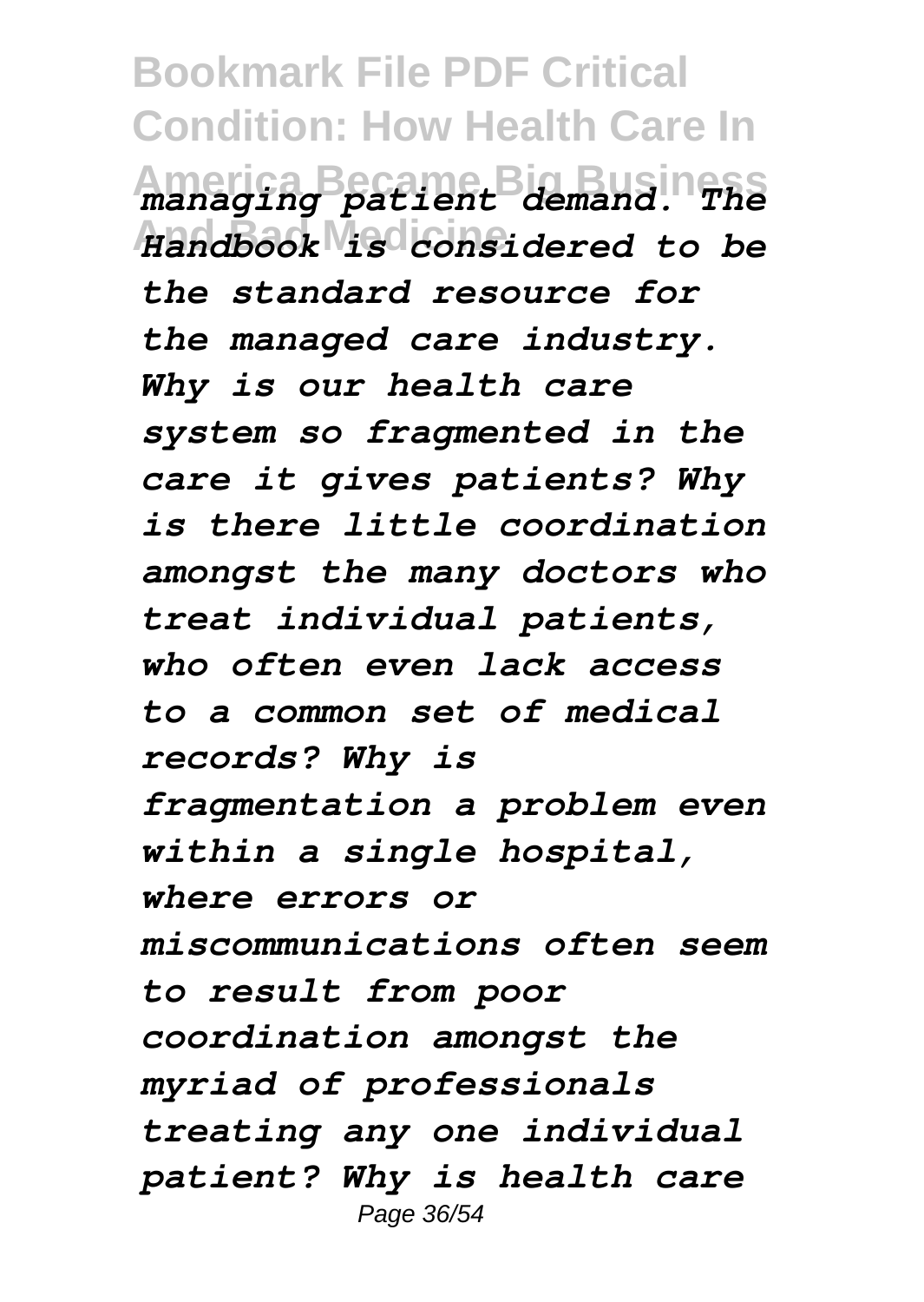*managing patient demand. The Handbook is considered to be the standard resource for the managed care industry. Why is our health care system so fragmented in the care it gives patients? Why is there little coordination amongst the many doctors who treat individual patients, who often even lack access to a common set of medical records? Why is fragmentation a problem even within a single hospital, where errors or miscommunications often seem to result from poor coordination amongst the myriad of professionals treating any one individual patient? Why is health care*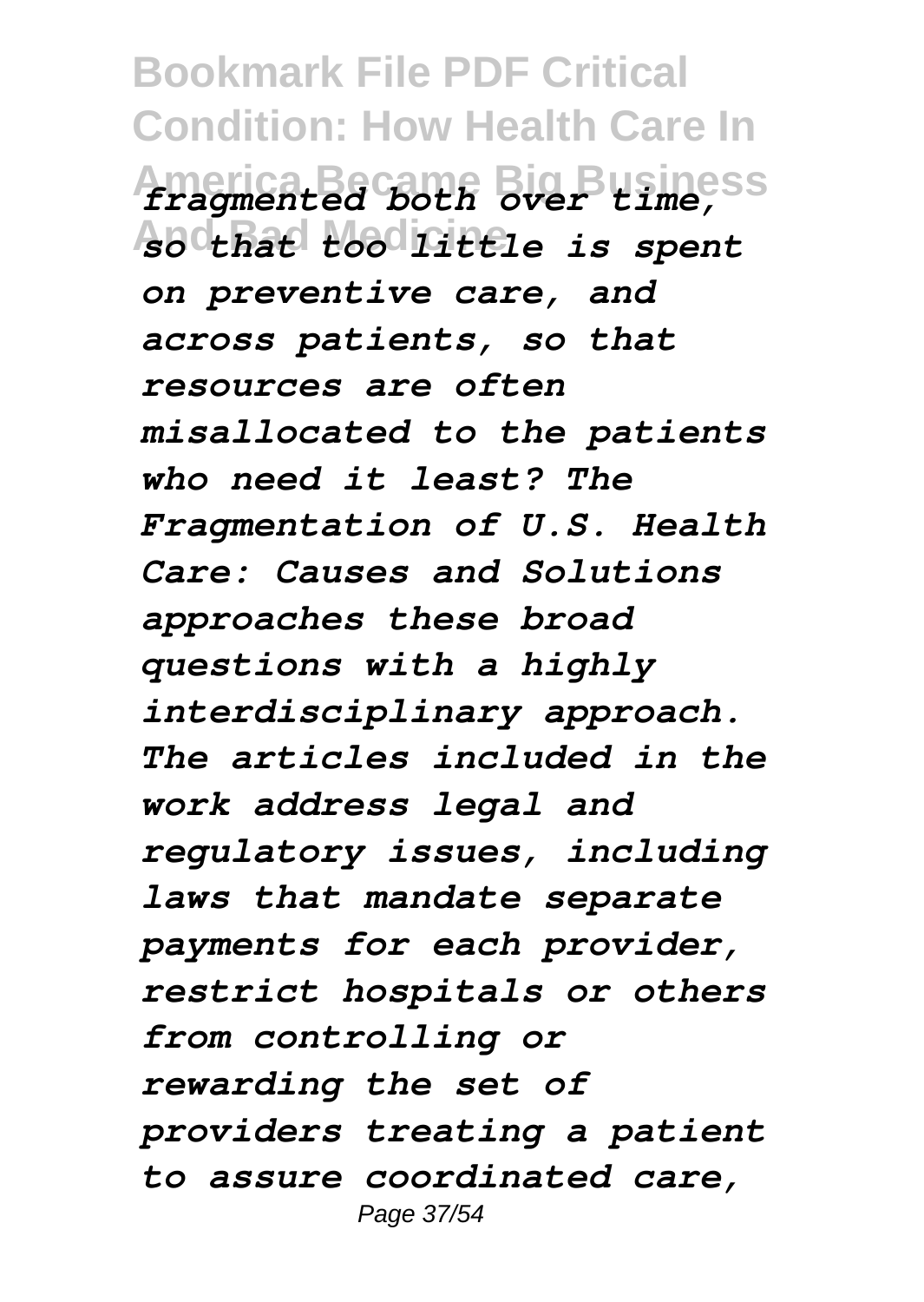*fragmented both over time, so that too little is spent on preventive care, and across patients, so that resources are often misallocated to the patients who need it least? The Fragmentation of U.S. Health Care: Causes and Solutions approaches these broad questions with a highly interdisciplinary approach. The articles included in the work address legal and regulatory issues, including laws that mandate separate payments for each provider, restrict hospitals or others from controlling or rewarding the set of providers treating a patient to assure coordinated care,*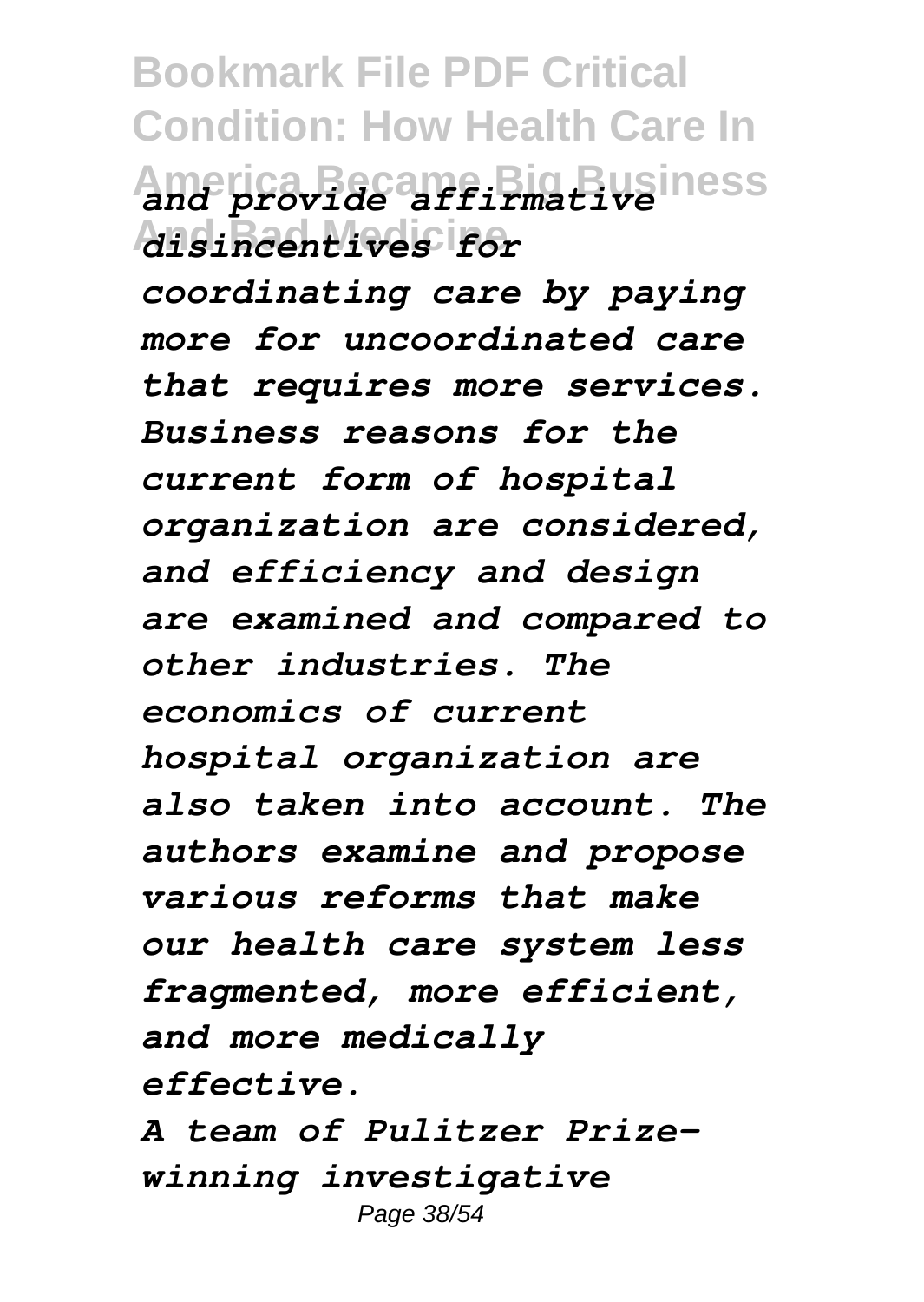*and provide affirmative disincentives for coordinating care by paying more for uncoordinated care that requires more services. Business reasons for the current form of hospital organization are considered, and efficiency and design are examined and compared to other industries. The economics of current hospital organization are also taken into account. The authors examine and propose various reforms that make our health care system less fragmented, more efficient, and more medically effective.*

*A team of Pulitzer Prize-winning investigative*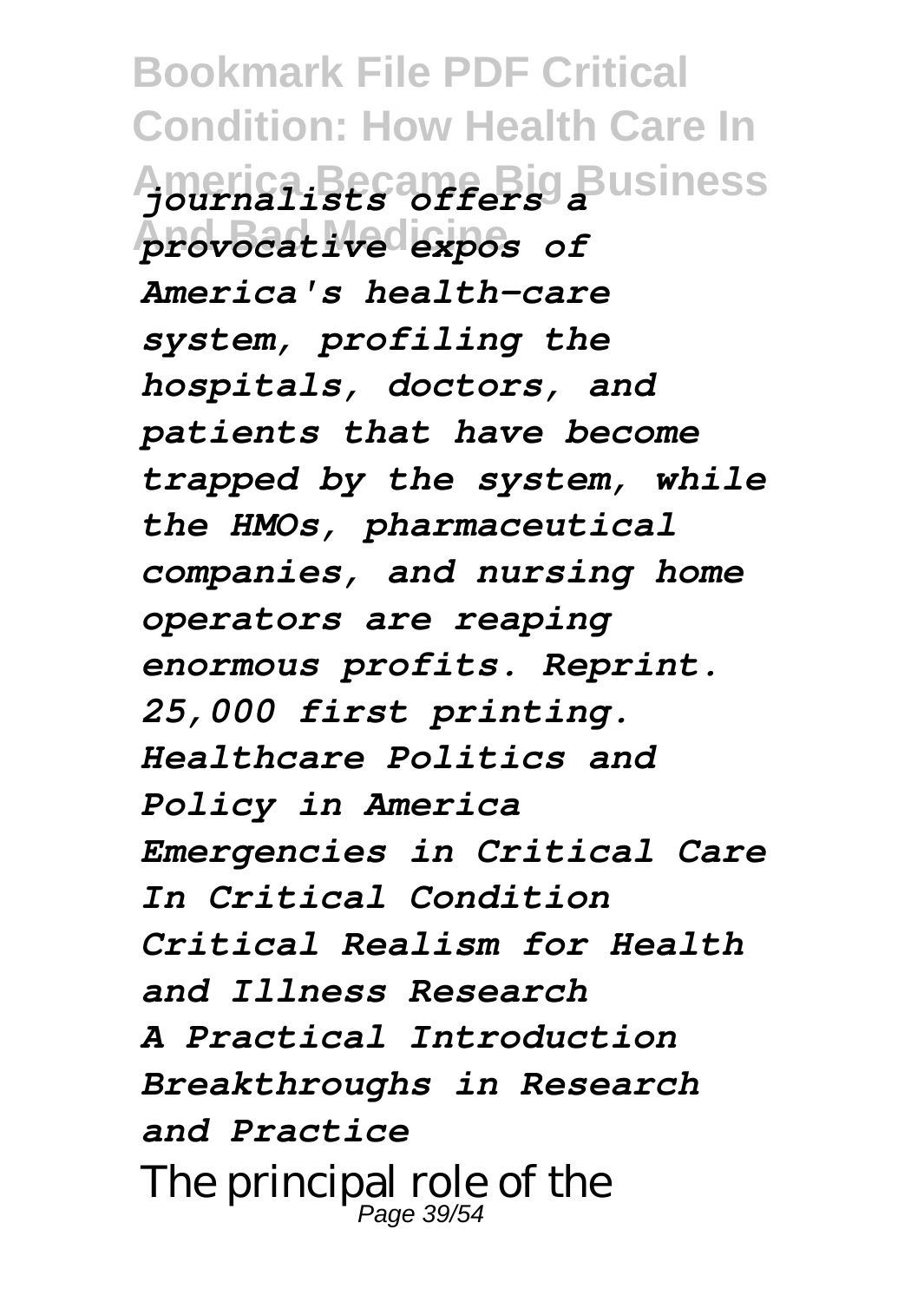*journalists offers a provocative expos of America's health-care system, profiling the hospitals, doctors, and patients that have become trapped by the system, while the HMOs, pharmaceutical companies, and nursing home operators are reaping enormous profits. Reprint. 25,000 first printing.*

*Healthcare Politics and Policy in America*

*Emergencies in Critical Care*

*In Critical Condition*

*Critical Realism for Health and Illness Research*

*A Practical Introduction*

*Breakthroughs in Research and Practice*

The principal role of the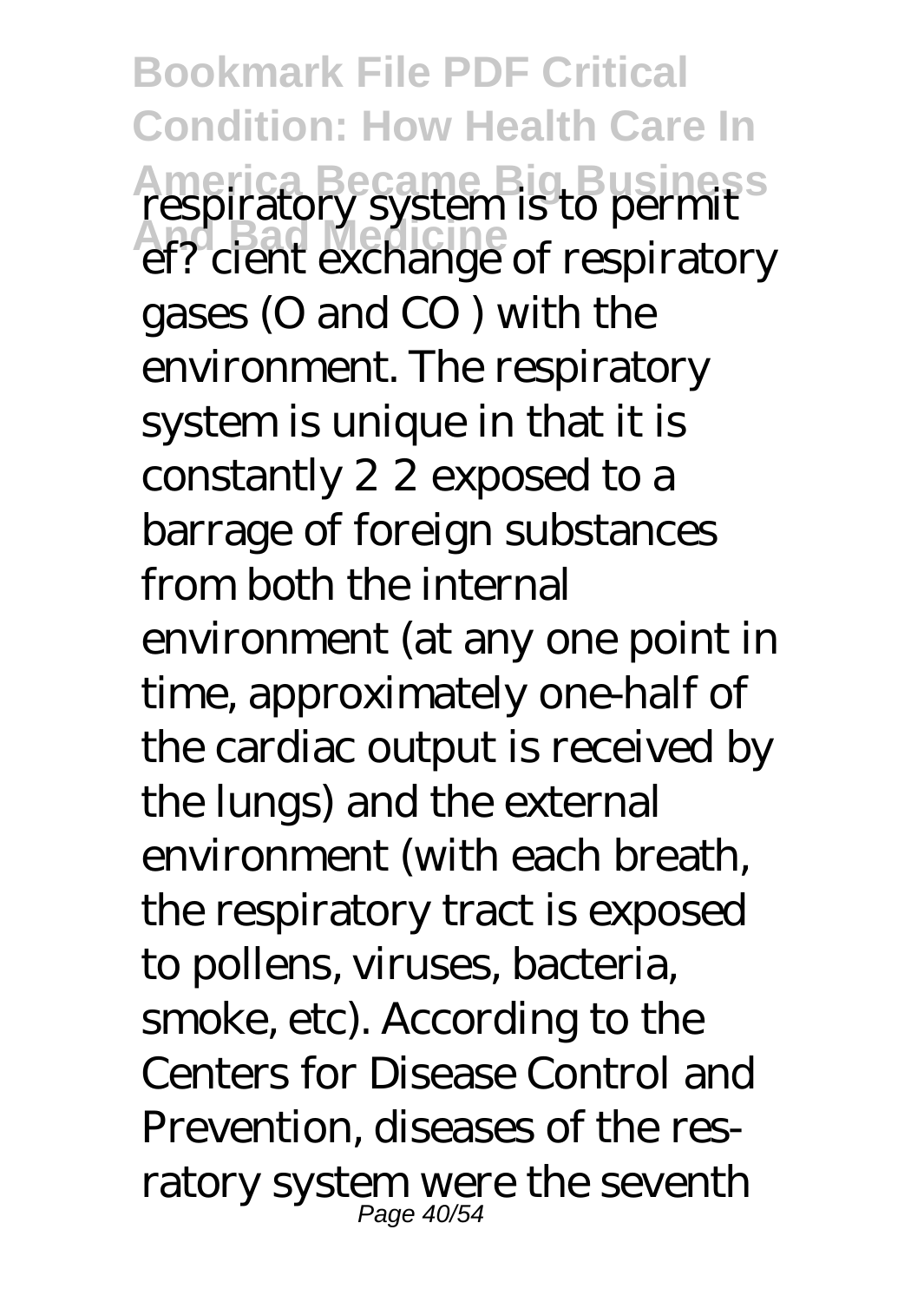respiratory system is to permit ef? cient exchange of respiratory gases (O and CO ) with the environment. The respiratory system is unique in that it is constantly 2 2 exposed to a barrage of foreign substances from both the internal environment (at any one point in time, approximately one-half of the cardiac output is received by the lungs) and the external environment (with each breath, the respiratory tract is exposed to pollens, viruses, bacteria, smoke, etc). According to the Centers for Disease Control and Prevention, diseases of the res- ratory system were the seventh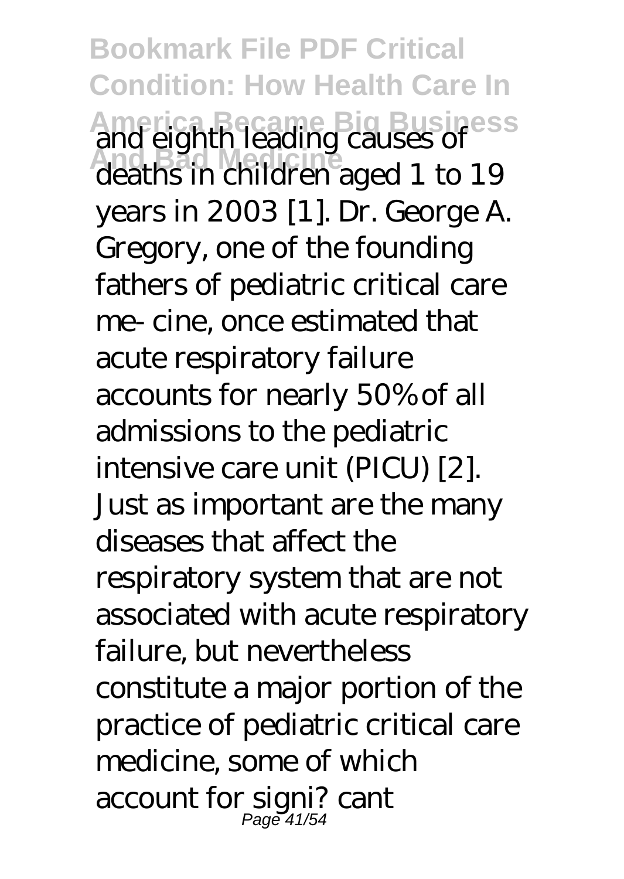and eighth leading causes of deaths in children aged 1 to 19 years in 2003 [1]. Dr. George A. Gregory, one of the founding fathers of pediatric critical care me- cine, once estimated that acute respiratory failure accounts for nearly 50% of all admissions to the pediatric intensive care unit (PICU) [2]. Just as important are the many diseases that affect the respiratory system that are not associated with acute respiratory failure, but nevertheless constitute a major portion of the practice of pediatric critical care medicine, some of which account for signi? cant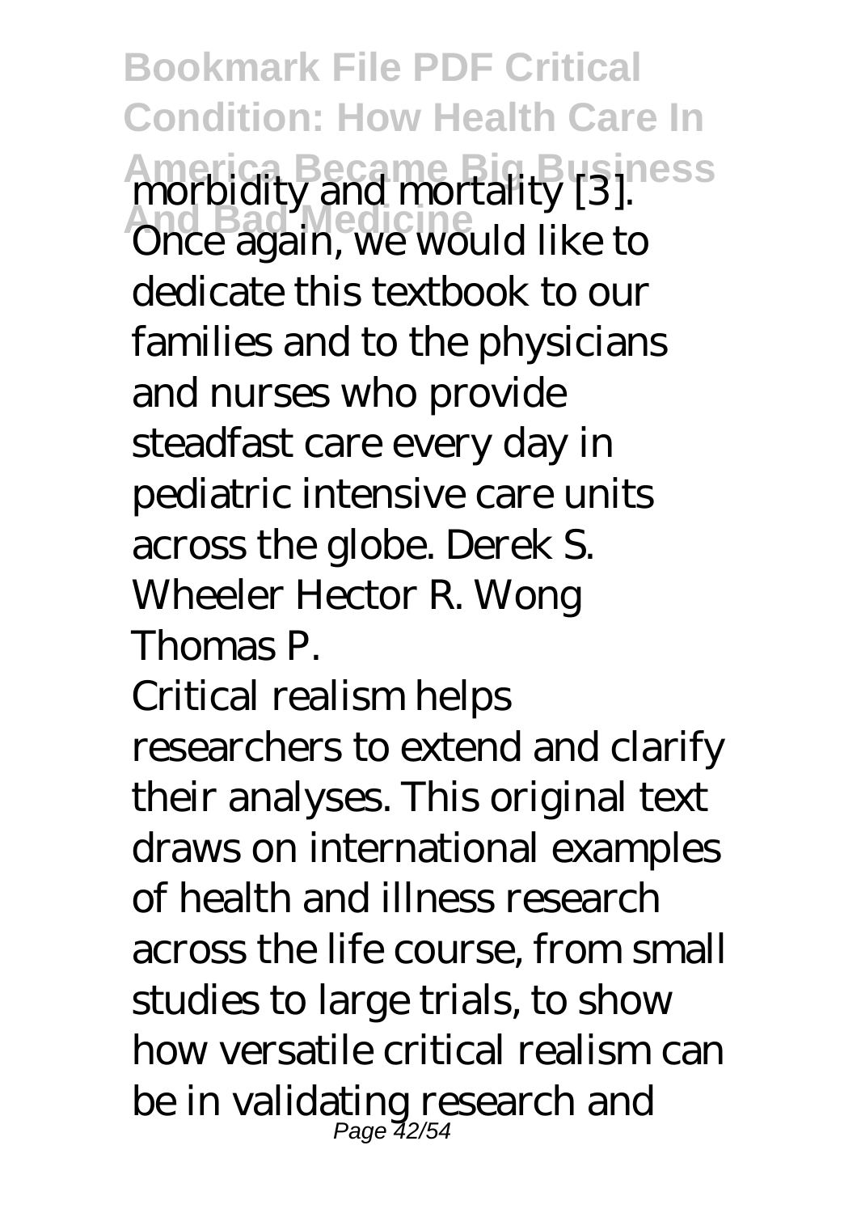morbidity and mortality [3]. Once again, we would like to dedicate this textbook to our families and to the physicians and nurses who provide steadfast care every day in pediatric intensive care units across the globe. Derek S. Wheeler Hector R. Wong Thomas P.

Critical realism helps researchers to extend and clarify their analyses. This original text draws on international examples of health and illness research across the life course, from small studies to large trials, to show how versatile critical realism can be in validating research and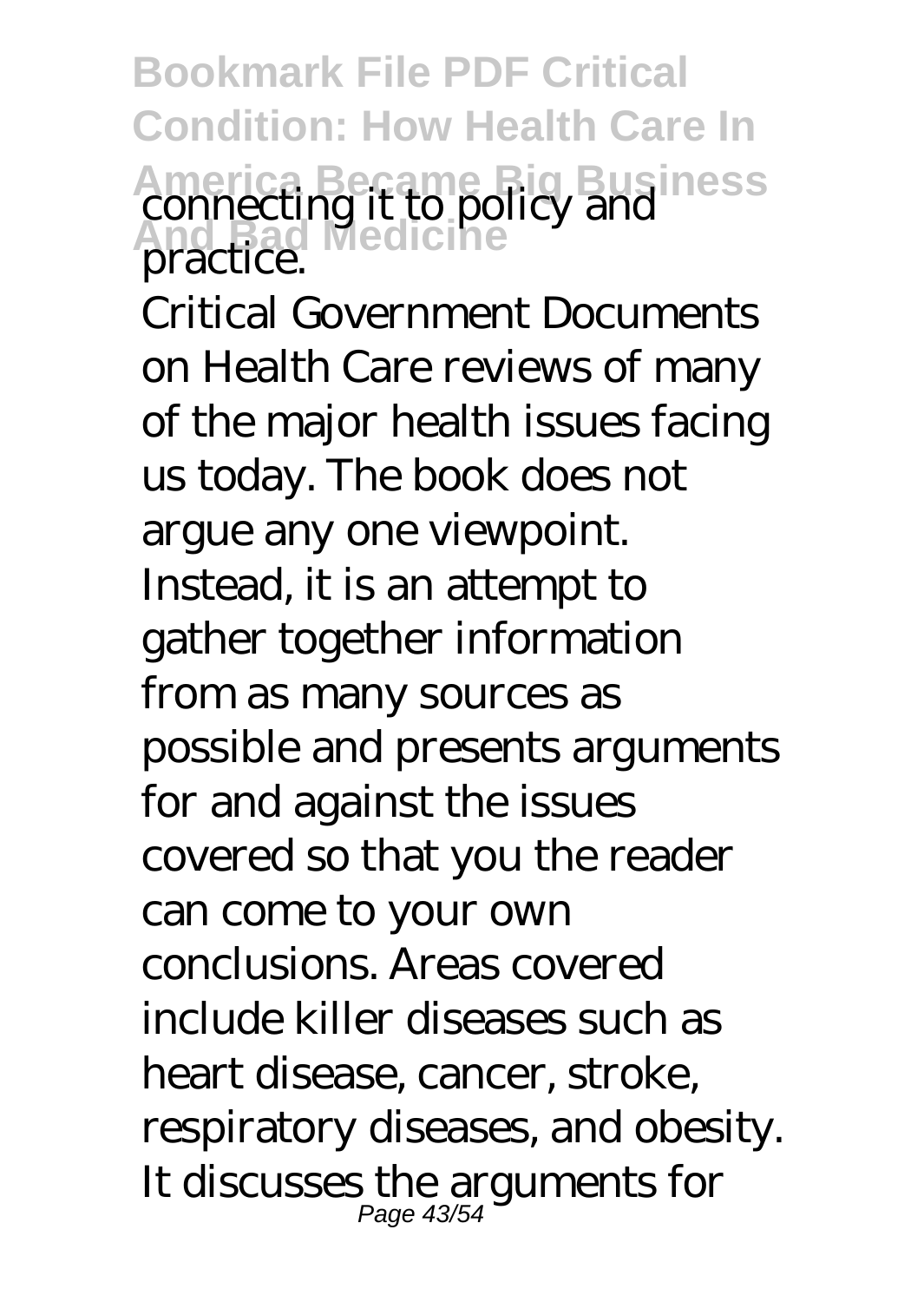connecting it to policy and practice.

Critical Government Documents on Health Care reviews of many of the major health issues facing us today. The book does not argue any one viewpoint. Instead, it is an attempt to gather together information from as many sources as possible and presents arguments for and against the issues covered so that you the reader can come to your own conclusions. Areas covered include killer diseases such as heart disease, cancer, stroke, respiratory diseases, and obesity. It discusses the arguments for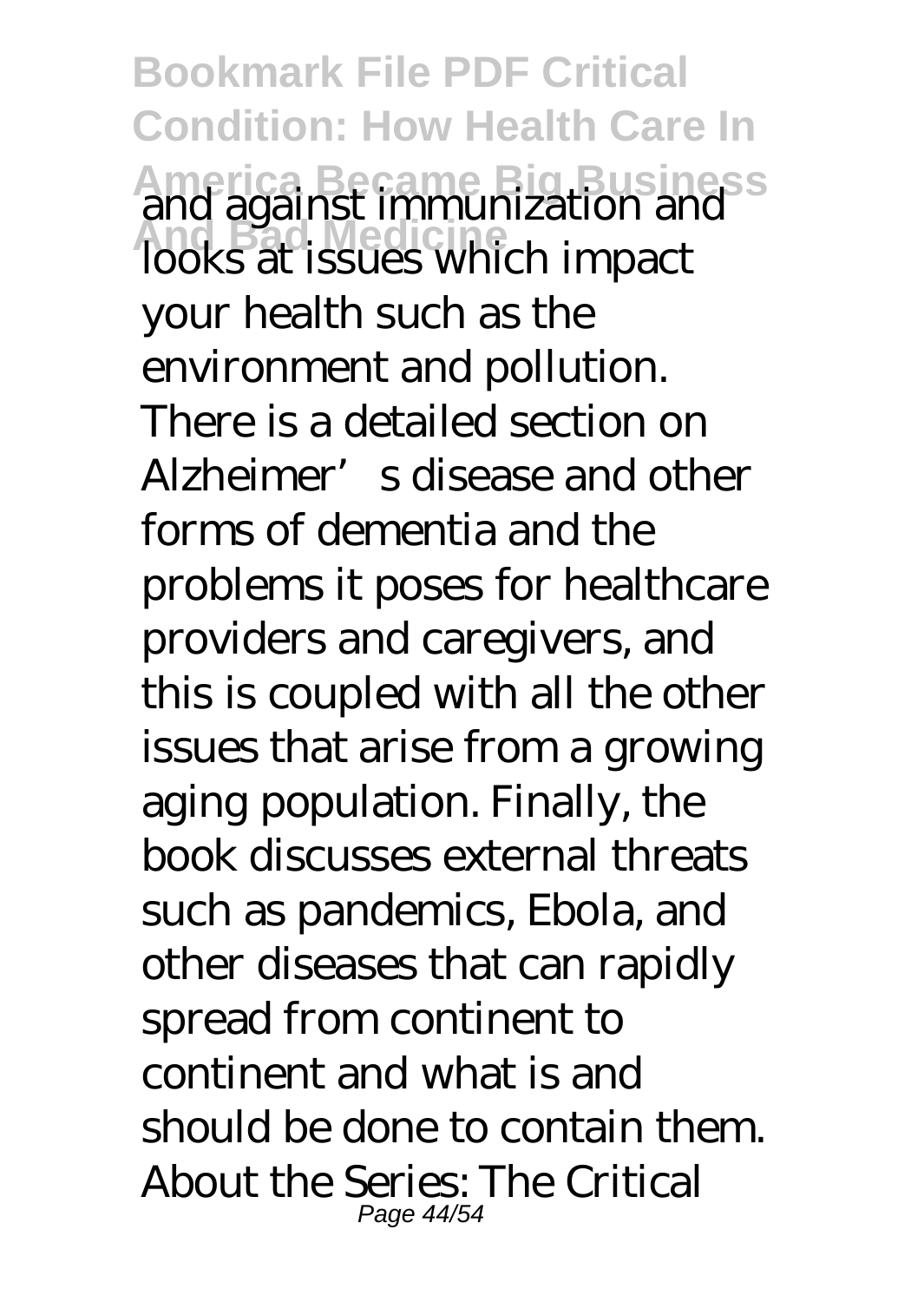and against immunization and looks at issues which impact your health such as the environment and pollution. There is a detailed section on Alzheimer's disease and other forms of dementia and the problems it poses for healthcare providers and caregivers, and this is coupled with all the other issues that arise from a growing aging population. Finally, the book discusses external threats such as pandemics, Ebola, and other diseases that can rapidly spread from continent to continent and what is and should be done to contain them. About the Series: The Critical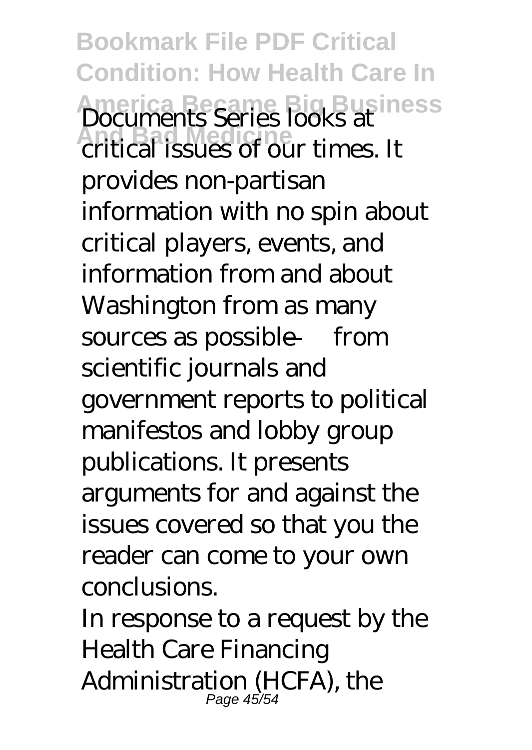Documents Series looks at critical issues of our times. It provides non-partisan information with no spin about critical players, events, and information from and about Washington from as many sources as possible — from scientific journals and government reports to political manifestos and lobby group publications. It presents arguments for and against the issues covered so that you the reader can come to your own conclusions.

In response to a request by the Health Care Financing Administration (HCFA), the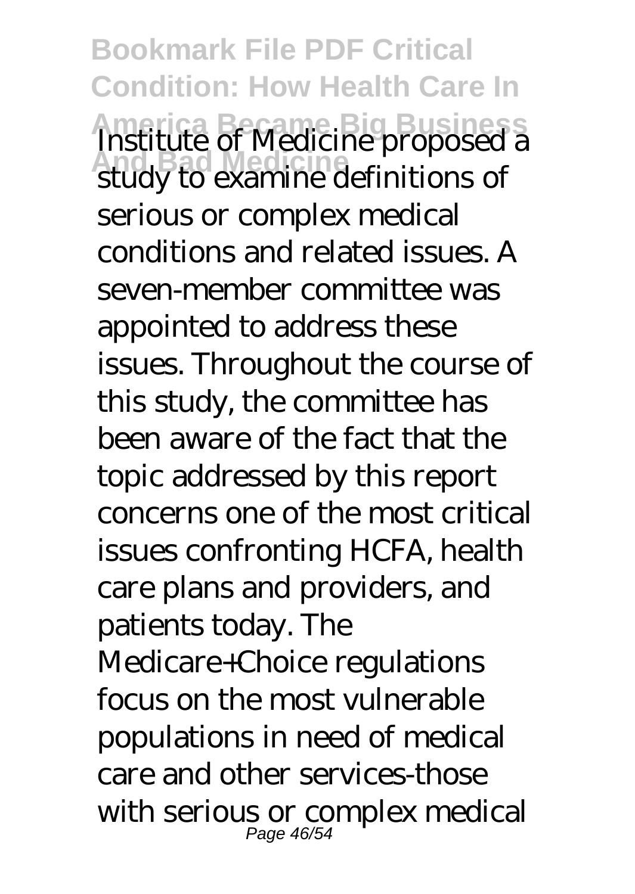Institute of Medicine proposed a study to examine definitions of serious or complex medical conditions and related issues. A seven-member committee was appointed to address these issues. Throughout the course of this study, the committee has been aware of the fact that the topic addressed by this report concerns one of the most critical issues confronting HCFA, health care plans and providers, and patients today. The Medicare+Choice regulations focus on the most vulnerable populations in need of medical care and other services-those with serious or complex medical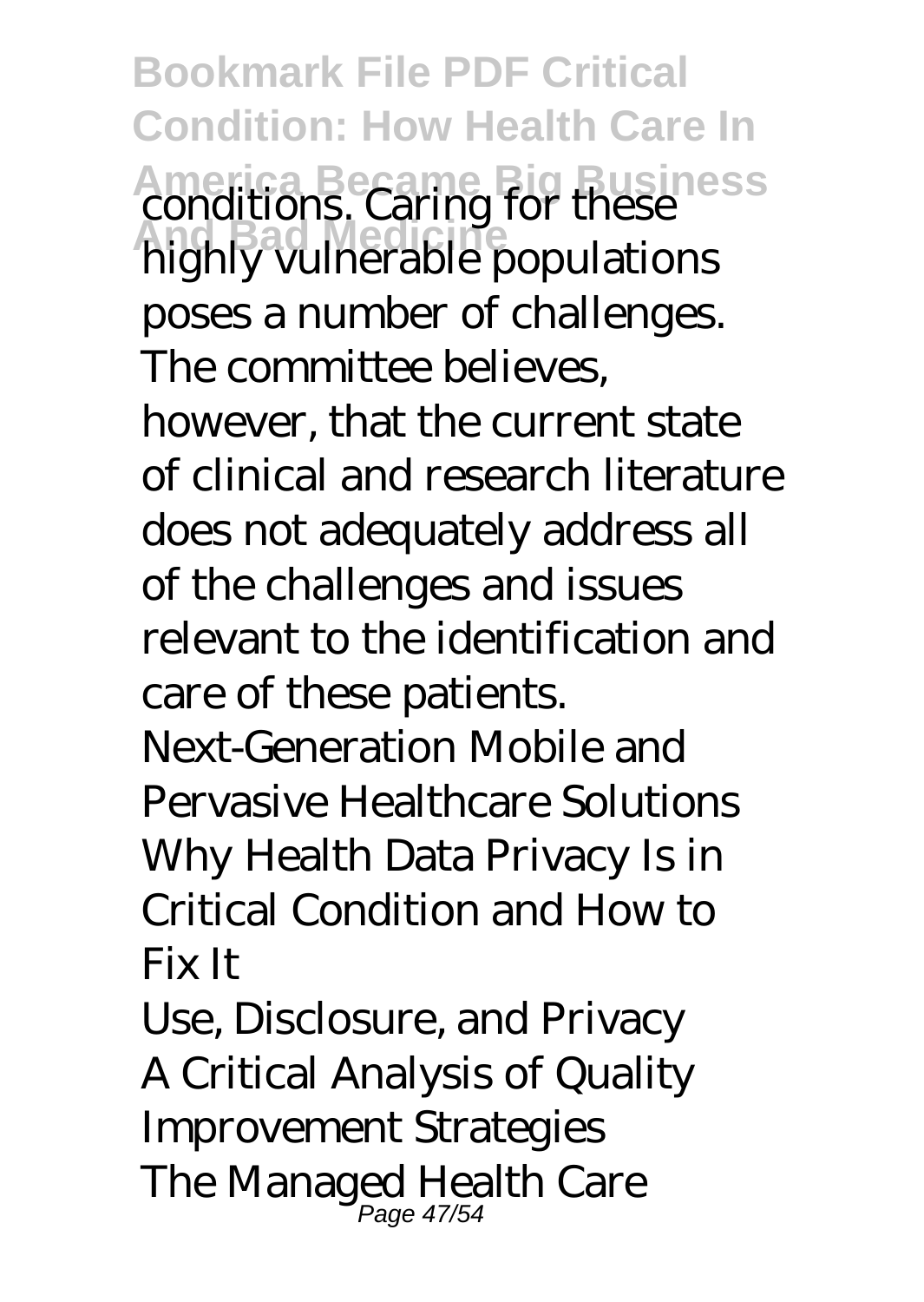conditions. Caring for these highly vulnerable populations poses a number of challenges. The committee believes, however, that the current state of clinical and research literature does not adequately address all of the challenges and issues relevant to the identification and care of these patients.

Next-Generation Mobile and Pervasive Healthcare Solutions

Why Health Data Privacy Is in Critical Condition and How to Fix It

Use, Disclosure, and Privacy

A Critical Analysis of Quality Improvement Strategies

The Managed Health Care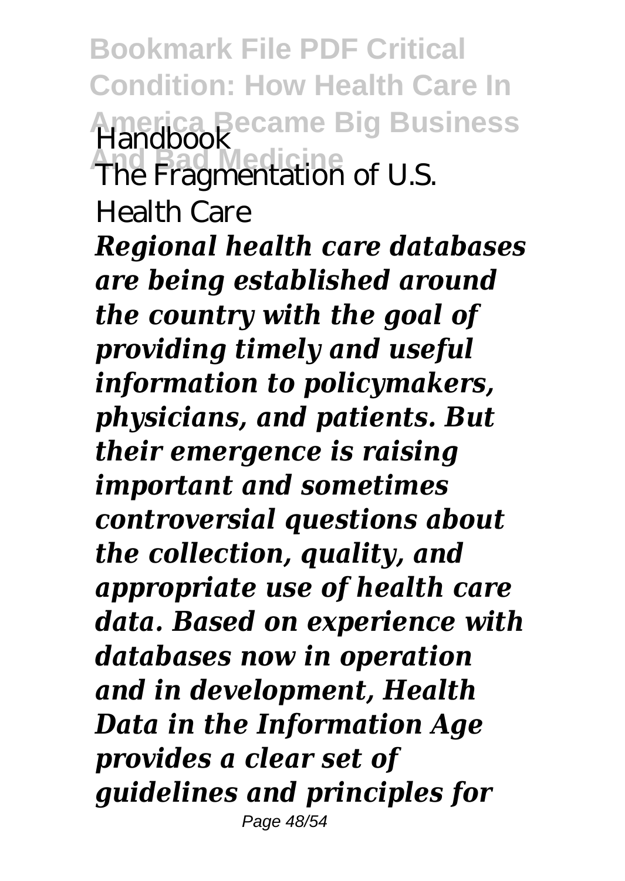Handbook
The Fragmentation of U.S. Health Care

***Regional health care databases are being established around the country with the goal of providing timely and useful information to policymakers, physicians, and patients. But their emergence is raising important and sometimes controversial questions about the collection, quality, and appropriate use of health care data. Based on experience with databases now in operation and in development, Health Data in the Information Age provides a clear set of guidelines and principles for***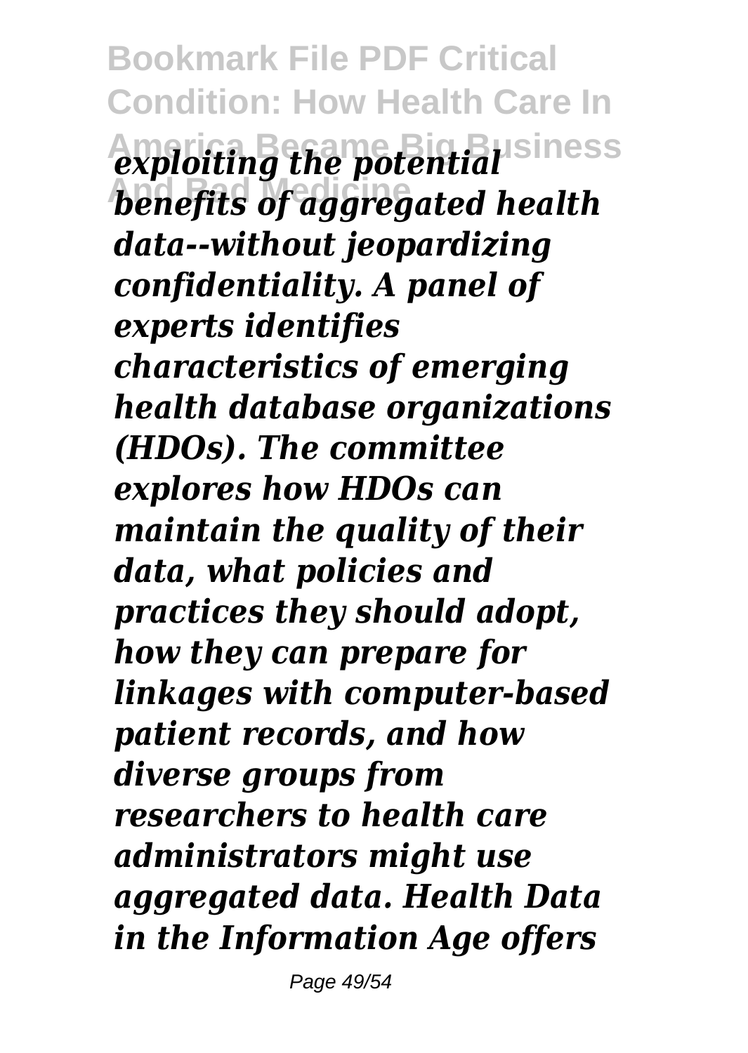*exploiting the potential benefits of aggregated health data--without jeopardizing confidentiality. A panel of experts identifies characteristics of emerging health database organizations (HDOs). The committee explores how HDOs can maintain the quality of their data, what policies and practices they should adopt, how they can prepare for linkages with computer-based patient records, and how diverse groups from researchers to health care administrators might use aggregated data. Health Data in the Information Age offers*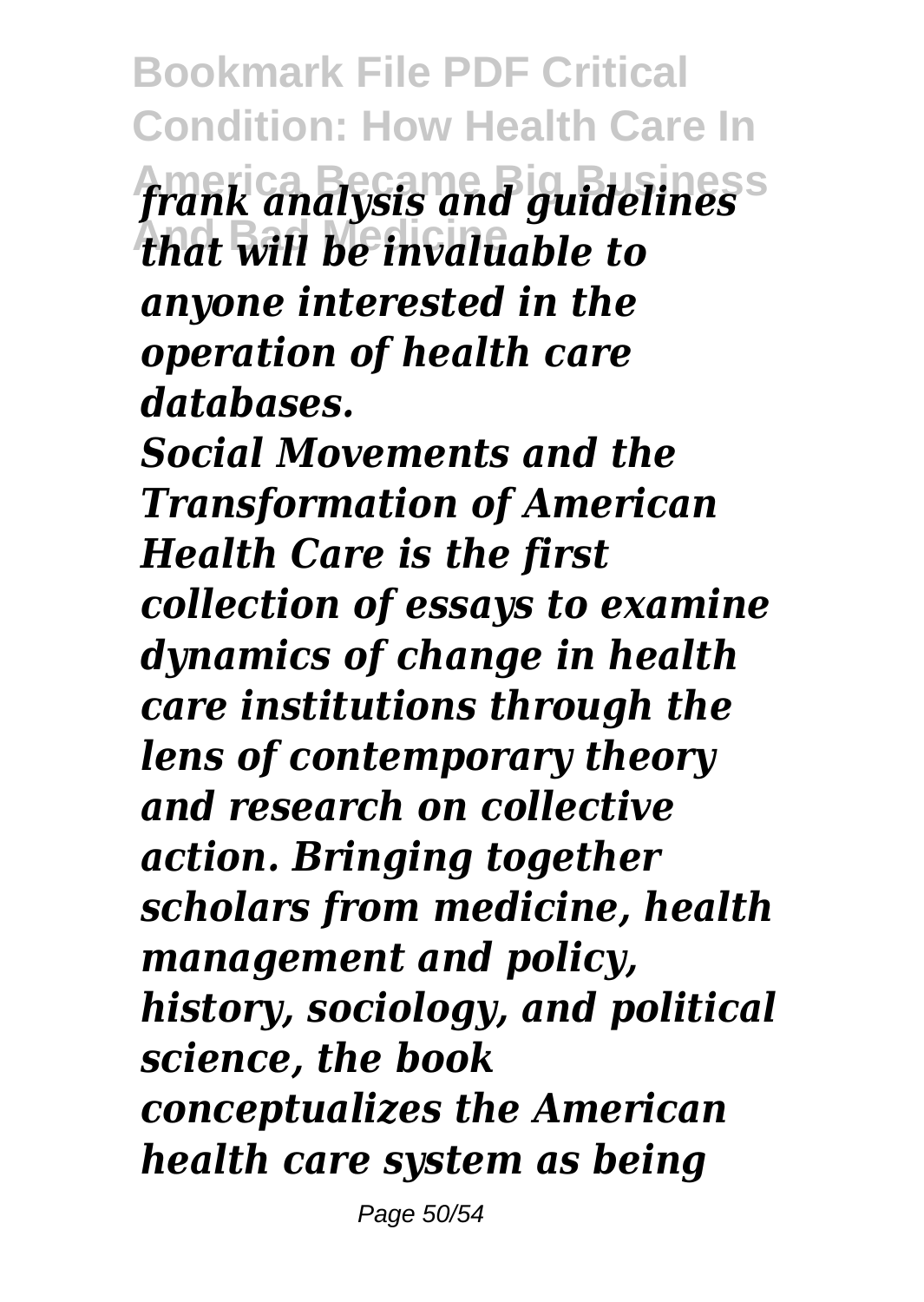*frank analysis and guidelines that will be invaluable to anyone interested in the operation of health care databases.*

*Social Movements and the Transformation of American Health Care is the first collection of essays to examine dynamics of change in health care institutions through the lens of contemporary theory and research on collective action. Bringing together scholars from medicine, health management and policy, history, sociology, and political science, the book conceptualizes the American health care system as being*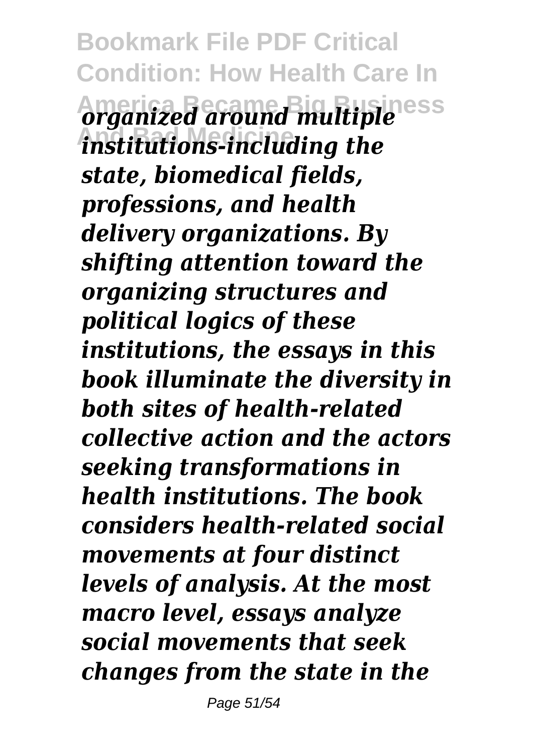*organized around multiple institutions-including the state, biomedical fields, professions, and health delivery organizations. By shifting attention toward the organizing structures and political logics of these institutions, the essays in this book illuminate the diversity in both sites of health-related collective action and the actors seeking transformations in health institutions. The book considers health-related social movements at four distinct levels of analysis. At the most macro level, essays analyze social movements that seek changes from the state in the*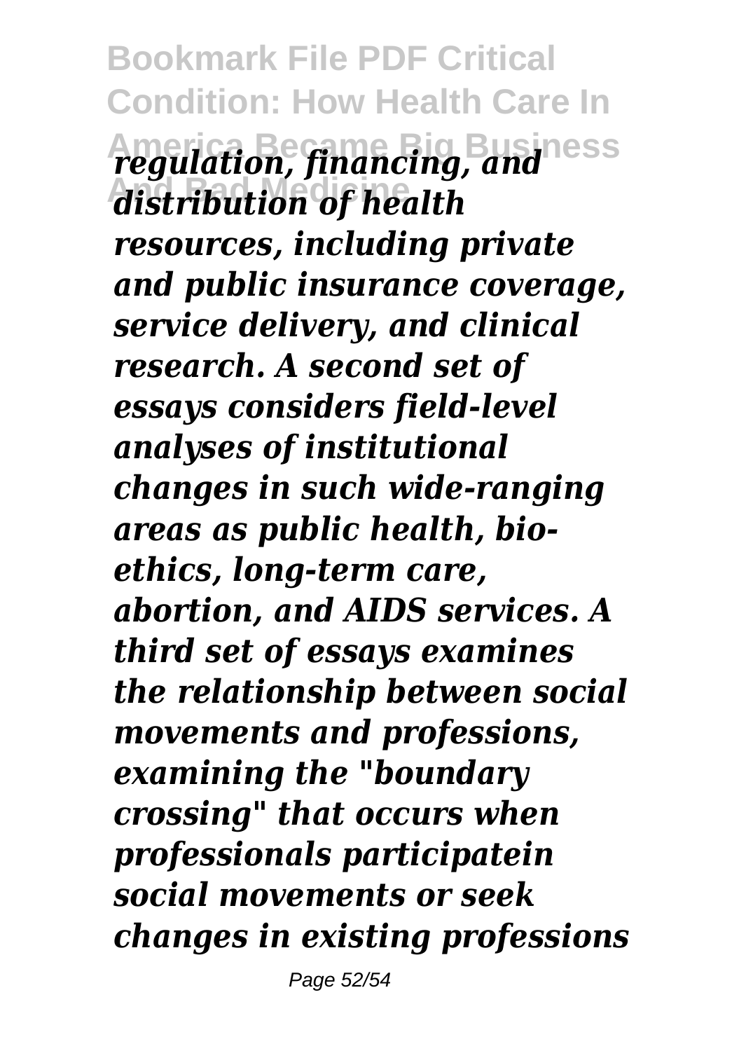*regulation, financing, and distribution of health resources, including private and public insurance coverage, service delivery, and clinical research. A second set of essays considers field-level analyses of institutional changes in such wide-ranging areas as public health, bio-ethics, long-term care, abortion, and AIDS services. A third set of essays examines the relationship between social movements and professions, examining the "boundary crossing" that occurs when professionals participatein social movements or seek changes in existing professions*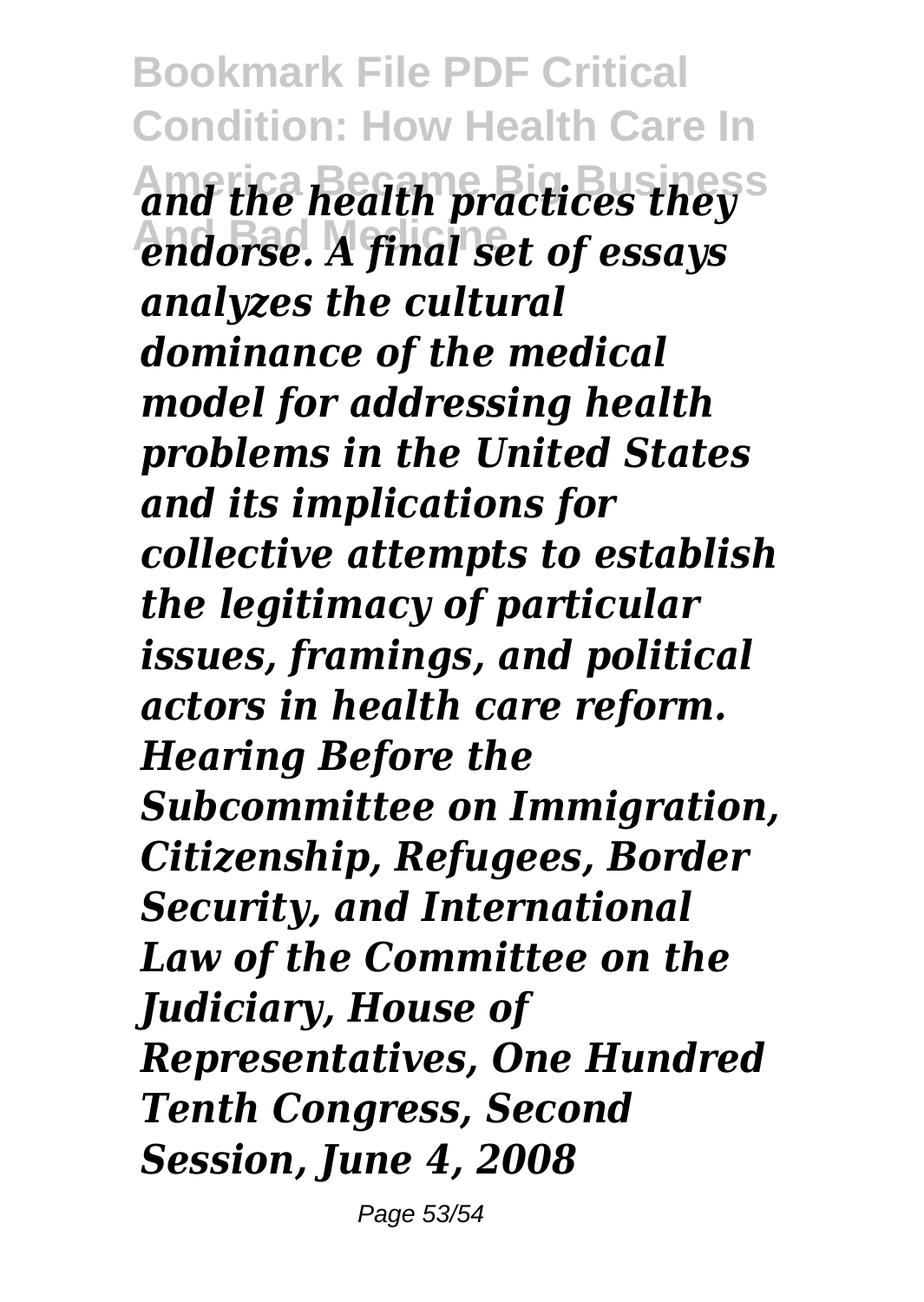*and the health practices they endorse. A final set of essays analyzes the cultural dominance of the medical model for addressing health problems in the United States and its implications for collective attempts to establish the legitimacy of particular issues, framings, and political actors in health care reform.*

***Hearing Before the Subcommittee on Immigration, Citizenship, Refugees, Border Security, and International Law of the Committee on the Judiciary, House of Representatives, One Hundred Tenth Congress, Second Session, June 4, 2008***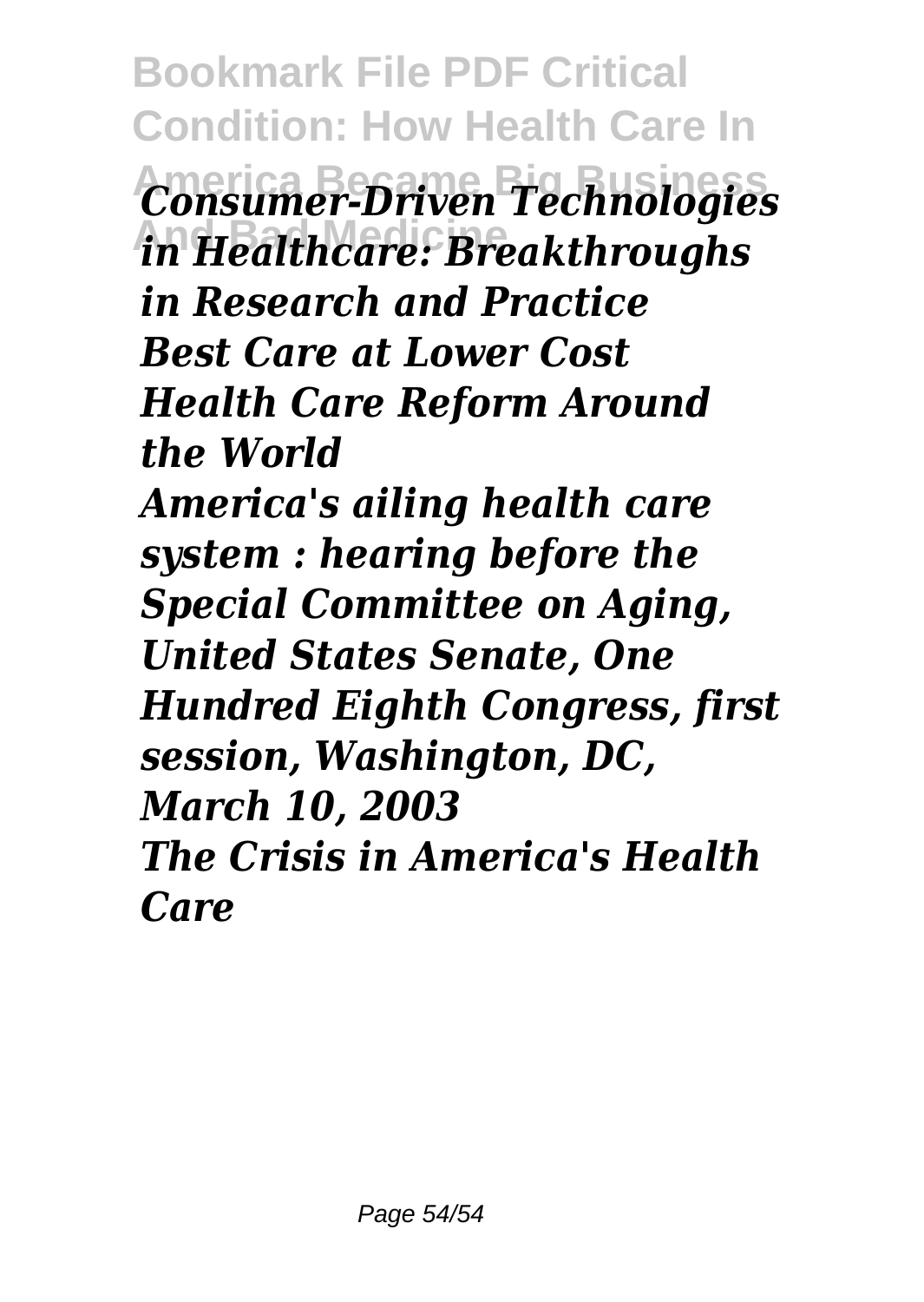*Consumer-Driven Technologies in Healthcare: Breakthroughs in Research and Practice*
*Best Care at Lower Cost*
*Health Care Reform Around the World*
*America's ailing health care system : hearing before the Special Committee on Aging, United States Senate, One Hundred Eighth Congress, first session, Washington, DC, March 10, 2003*
*The Crisis in America's Health Care*